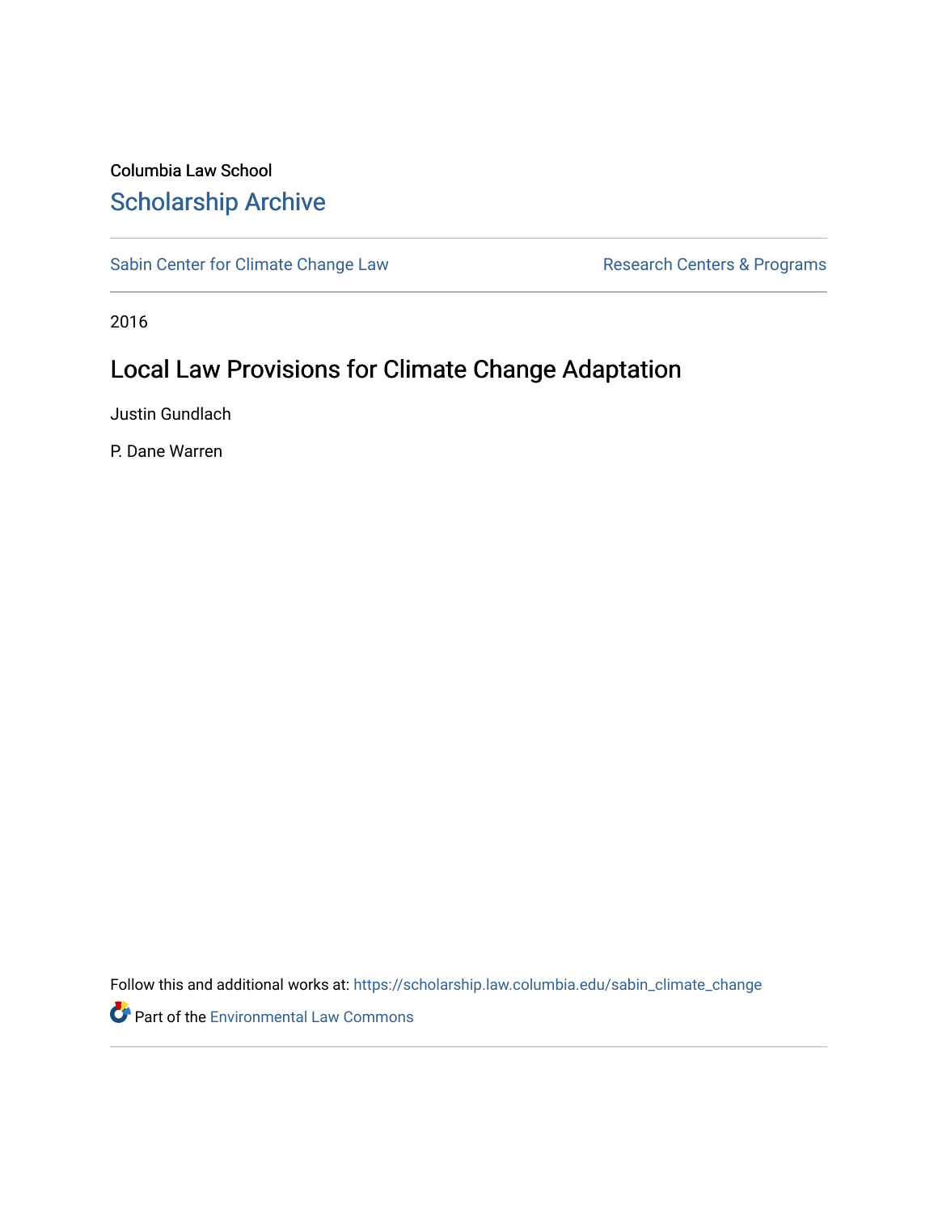Columbia Law School

# Scholarship Archive

Sabin Center for Climate Change Law

Research Centers & Programs

2016

## Local Law Provisions for Climate Change Adaptation

Justin Gundlach

P. Dane Warren

Follow this and additional works at: https://scholarship.law.columbia.edu/sabin_climate_change

Part of the Environmental Law Commons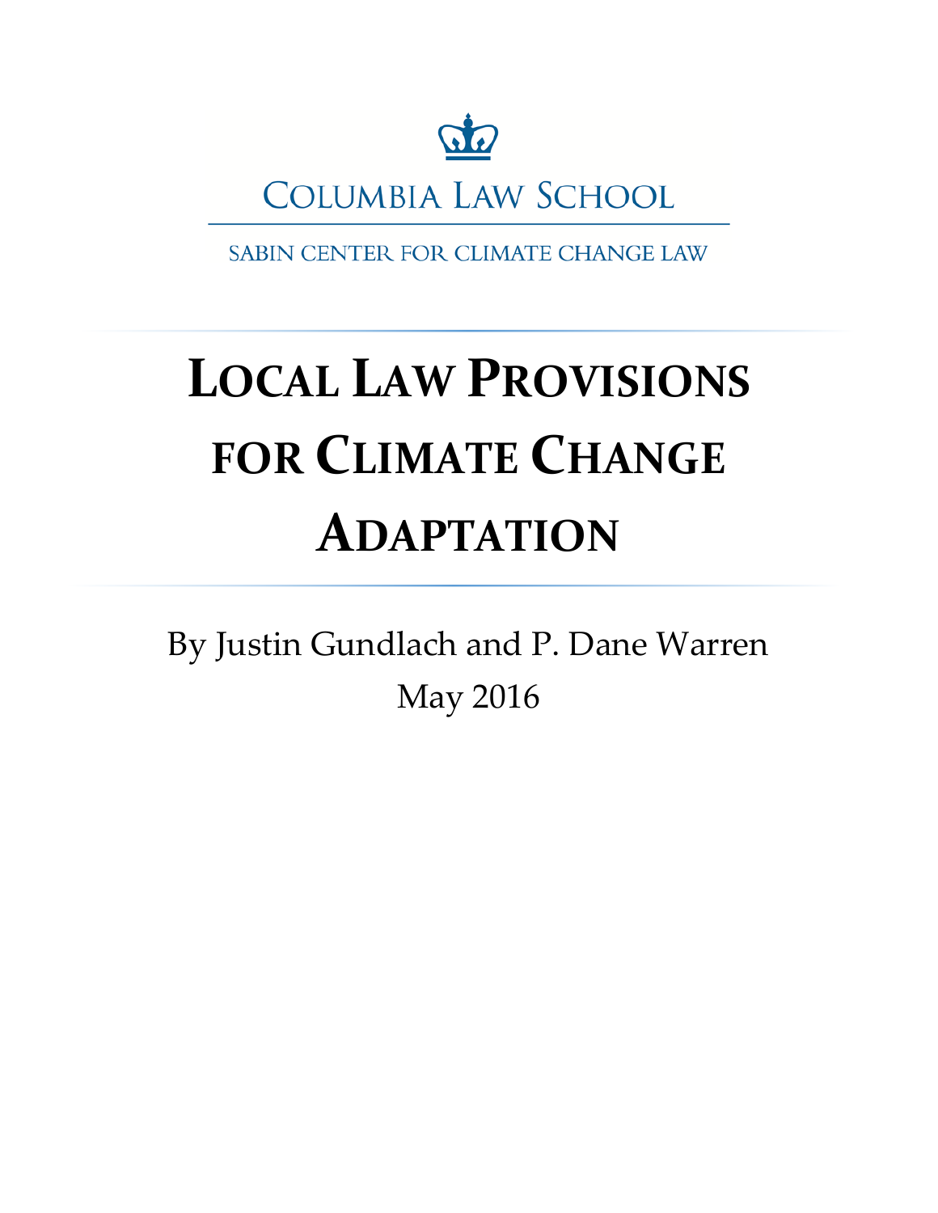COLUMBIA LAW SCHOOL

SABIN CENTER FOR CLIMATE CHANGE LAW

# LOCAL LAW PROVISIONS FOR CLIMATE CHANGE ADAPTATION

By Justin Gundlach and P. Dane Warren

May 2016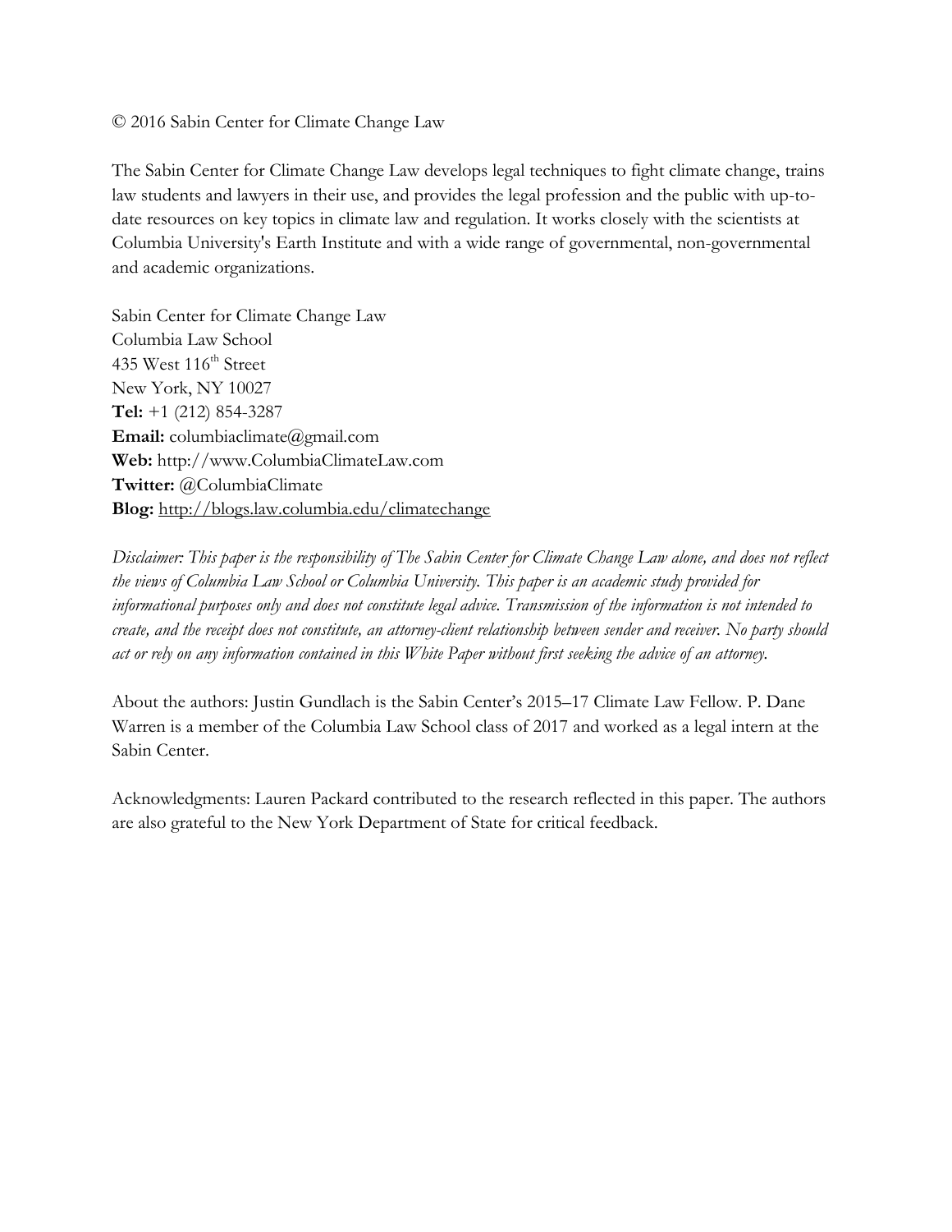© 2016 Sabin Center for Climate Change Law

The Sabin Center for Climate Change Law develops legal techniques to fight climate change, trains law students and lawyers in their use, and provides the legal profession and the public with up-to-date resources on key topics in climate law and regulation. It works closely with the scientists at Columbia University's Earth Institute and with a wide range of governmental, non-governmental and academic organizations.

Sabin Center for Climate Change Law
Columbia Law School
435 West 116th Street
New York, NY 10027
**Tel:** +1 (212) 854-3287
**Email:** columbiaclimate@gmail.com
**Web:** http://www.ColumbiaClimateLaw.com
**Twitter:** @ColumbiaClimate
**Blog:** http://blogs.law.columbia.edu/climatechange

*Disclaimer: This paper is the responsibility of The Sabin Center for Climate Change Law alone, and does not reflect the views of Columbia Law School or Columbia University. This paper is an academic study provided for informational purposes only and does not constitute legal advice. Transmission of the information is not intended to create, and the receipt does not constitute, an attorney-client relationship between sender and receiver. No party should act or rely on any information contained in this White Paper without first seeking the advice of an attorney.*

About the authors: Justin Gundlach is the Sabin Center's 2015–17 Climate Law Fellow. P. Dane Warren is a member of the Columbia Law School class of 2017 and worked as a legal intern at the Sabin Center.

Acknowledgments: Lauren Packard contributed to the research reflected in this paper. The authors are also grateful to the New York Department of State for critical feedback.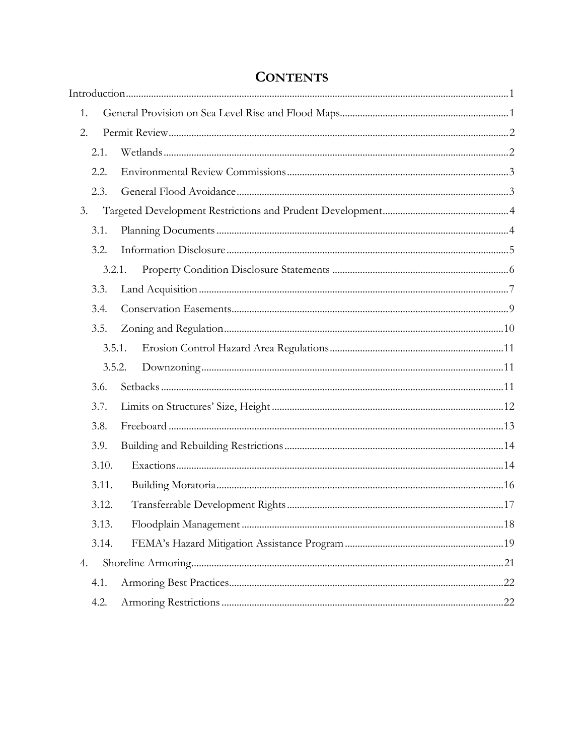# CONTENTS

Introduction .......... 1

1. General Provision on Sea Level Rise and Flood Maps .......... 1
2. Permit Review .......... 2
   - 2.1. Wetlands .......... 2
   - 2.2. Environmental Review Commissions .......... 3
   - 2.3. General Flood Avoidance .......... 3
3. Targeted Development Restrictions and Prudent Development .......... 4
   - 3.1. Planning Documents .......... 4
   - 3.2. Information Disclosure .......... 5
     - 3.2.1. Property Condition Disclosure Statements .......... 6
   - 3.3. Land Acquisition .......... 7
   - 3.4. Conservation Easements .......... 9
   - 3.5. Zoning and Regulation .......... 10
     - 3.5.1. Erosion Control Hazard Area Regulations .......... 11
     - 3.5.2. Downzoning .......... 11
   - 3.6. Setbacks .......... 11
   - 3.7. Limits on Structures' Size, Height .......... 12
   - 3.8. Freeboard .......... 13
   - 3.9. Building and Rebuilding Restrictions .......... 14
   - 3.10. Exactions .......... 14
   - 3.11. Building Moratoria .......... 16
   - 3.12. Transferrable Development Rights .......... 17
   - 3.13. Floodplain Management .......... 18
   - 3.14. FEMA's Hazard Mitigation Assistance Program .......... 19
4. Shoreline Armoring .......... 21
   - 4.1. Armoring Best Practices .......... 22
   - 4.2. Armoring Restrictions .......... 22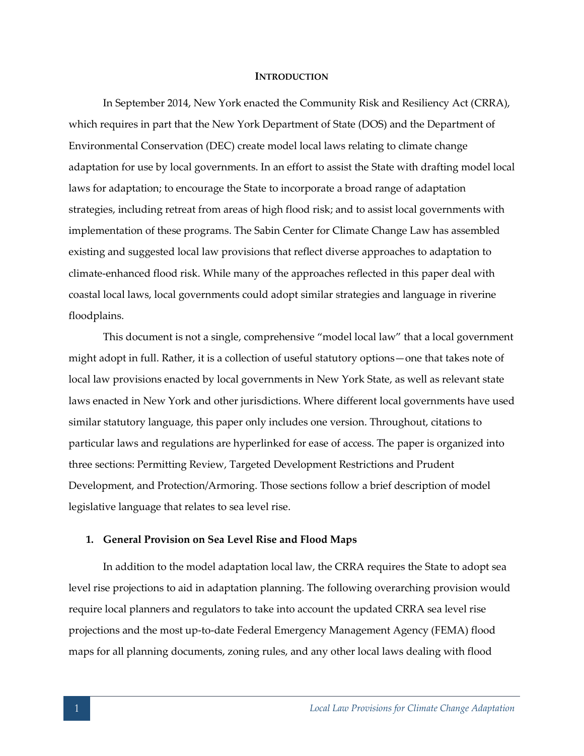## INTRODUCTION

In September 2014, New York enacted the Community Risk and Resiliency Act (CRRA), which requires in part that the New York Department of State (DOS) and the Department of Environmental Conservation (DEC) create model local laws relating to climate change adaptation for use by local governments. In an effort to assist the State with drafting model local laws for adaptation; to encourage the State to incorporate a broad range of adaptation strategies, including retreat from areas of high flood risk; and to assist local governments with implementation of these programs. The Sabin Center for Climate Change Law has assembled existing and suggested local law provisions that reflect diverse approaches to adaptation to climate-enhanced flood risk. While many of the approaches reflected in this paper deal with coastal local laws, local governments could adopt similar strategies and language in riverine floodplains.

This document is not a single, comprehensive "model local law" that a local government might adopt in full. Rather, it is a collection of useful statutory options—one that takes note of local law provisions enacted by local governments in New York State, as well as relevant state laws enacted in New York and other jurisdictions. Where different local governments have used similar statutory language, this paper only includes one version. Throughout, citations to particular laws and regulations are hyperlinked for ease of access. The paper is organized into three sections: Permitting Review, Targeted Development Restrictions and Prudent Development, and Protection/Armoring. Those sections follow a brief description of model legislative language that relates to sea level rise.

### 1. General Provision on Sea Level Rise and Flood Maps

In addition to the model adaptation local law, the CRRA requires the State to adopt sea level rise projections to aid in adaptation planning. The following overarching provision would require local planners and regulators to take into account the updated CRRA sea level rise projections and the most up-to-date Federal Emergency Management Agency (FEMA) flood maps for all planning documents, zoning rules, and any other local laws dealing with flood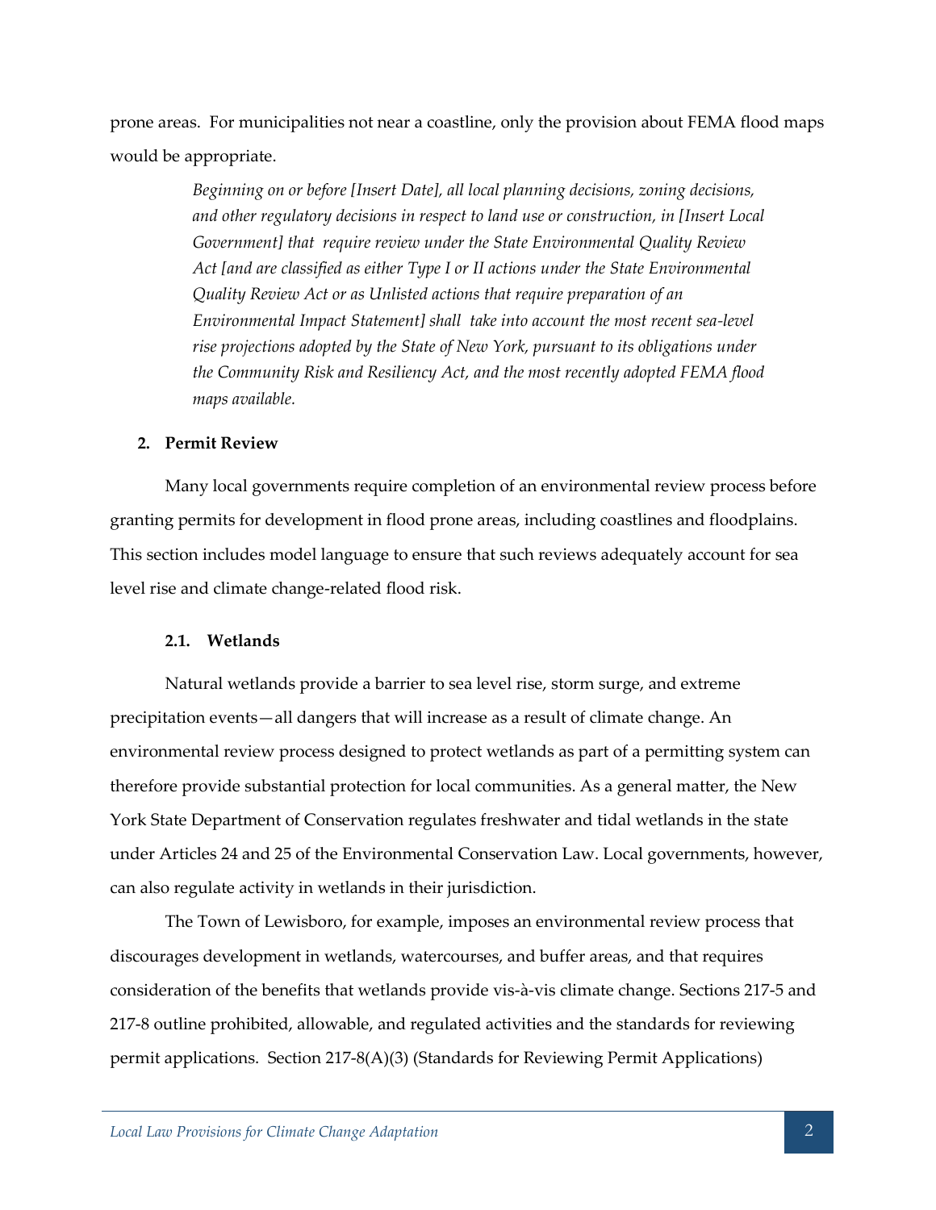prone areas. For municipalities not near a coastline, only the provision about FEMA flood maps would be appropriate.

> *Beginning on or before [Insert Date], all local planning decisions, zoning decisions, and other regulatory decisions in respect to land use or construction, in [Insert Local Government] that require review under the State Environmental Quality Review Act [and are classified as either Type I or II actions under the State Environmental Quality Review Act or as Unlisted actions that require preparation of an Environmental Impact Statement] shall take into account the most recent sea-level rise projections adopted by the State of New York, pursuant to its obligations under the Community Risk and Resiliency Act, and the most recently adopted FEMA flood maps available.*

### 2. Permit Review

Many local governments require completion of an environmental review process before granting permits for development in flood prone areas, including coastlines and floodplains. This section includes model language to ensure that such reviews adequately account for sea level rise and climate change-related flood risk.

#### 2.1. Wetlands

Natural wetlands provide a barrier to sea level rise, storm surge, and extreme precipitation events—all dangers that will increase as a result of climate change. An environmental review process designed to protect wetlands as part of a permitting system can therefore provide substantial protection for local communities. As a general matter, the New York State Department of Conservation regulates freshwater and tidal wetlands in the state under Articles 24 and 25 of the Environmental Conservation Law. Local governments, however, can also regulate activity in wetlands in their jurisdiction.

The Town of Lewisboro, for example, imposes an environmental review process that discourages development in wetlands, watercourses, and buffer areas, and that requires consideration of the benefits that wetlands provide vis-à-vis climate change. Sections 217-5 and 217-8 outline prohibited, allowable, and regulated activities and the standards for reviewing permit applications. Section 217-8(A)(3) (Standards for Reviewing Permit Applications)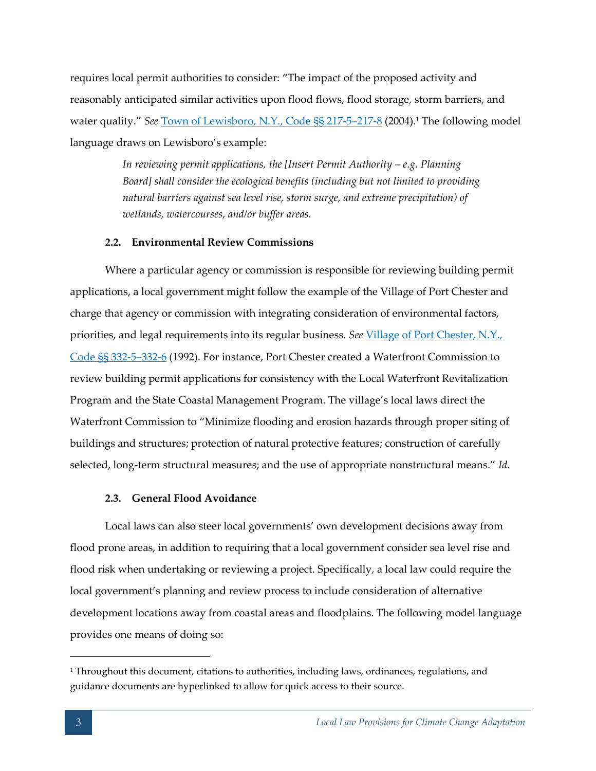requires local permit authorities to consider: "The impact of the proposed activity and reasonably anticipated similar activities upon flood flows, flood storage, storm barriers, and water quality." *See* Town of Lewisboro, N.Y., Code §§ 217-5–217-8 (2004).[1] The following model language draws on Lewisboro's example:

> *In reviewing permit applications, the [Insert Permit Authority – e.g. Planning Board] shall consider the ecological benefits (including but not limited to providing natural barriers against sea level rise, storm surge, and extreme precipitation) of wetlands, watercourses, and/or buffer areas.*

### 2.2. Environmental Review Commissions

Where a particular agency or commission is responsible for reviewing building permit applications, a local government might follow the example of the Village of Port Chester and charge that agency or commission with integrating consideration of environmental factors, priorities, and legal requirements into its regular business. *See* Village of Port Chester, N.Y., Code §§ 332-5–332-6 (1992). For instance, Port Chester created a Waterfront Commission to review building permit applications for consistency with the Local Waterfront Revitalization Program and the State Coastal Management Program. The village's local laws direct the Waterfront Commission to "Minimize flooding and erosion hazards through proper siting of buildings and structures; protection of natural protective features; construction of carefully selected, long-term structural measures; and the use of appropriate nonstructural means." *Id.*

### 2.3. General Flood Avoidance

Local laws can also steer local governments' own development decisions away from flood prone areas, in addition to requiring that a local government consider sea level rise and flood risk when undertaking or reviewing a project. Specifically, a local law could require the local government's planning and review process to include consideration of alternative development locations away from coastal areas and floodplains. The following model language provides one means of doing so:

---

[1] Throughout this document, citations to authorities, including laws, ordinances, regulations, and guidance documents are hyperlinked to allow for quick access to their source.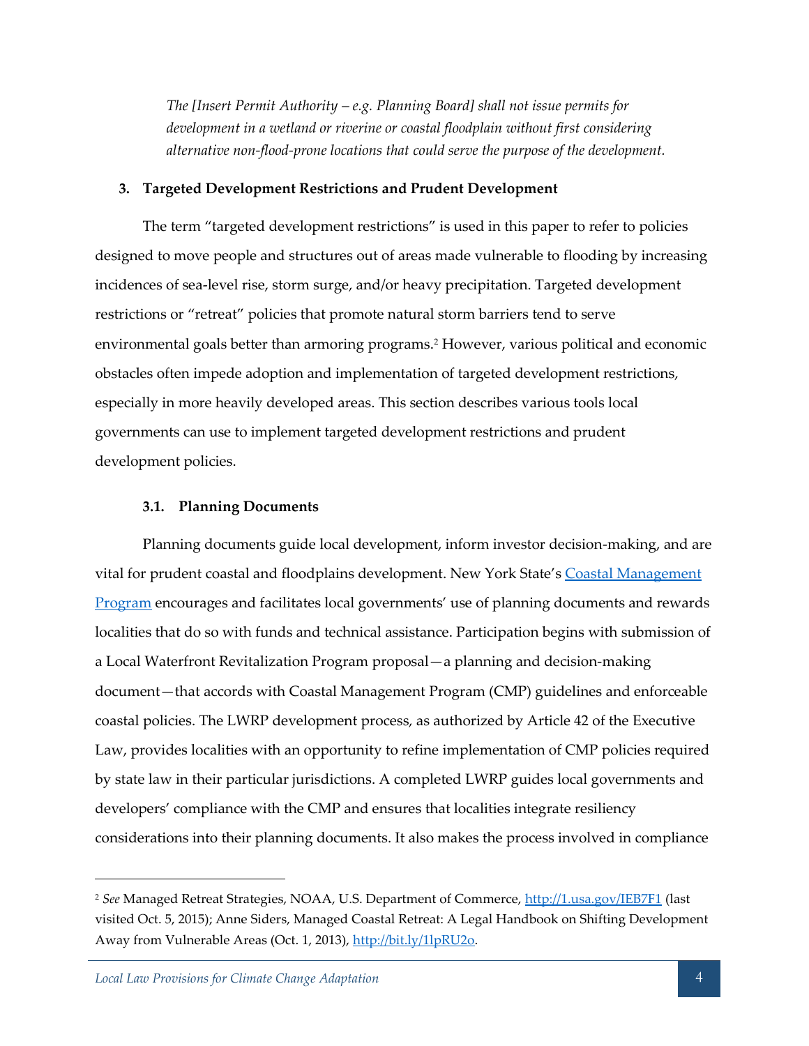*The [Insert Permit Authority – e.g. Planning Board] shall not issue permits for development in a wetland or riverine or coastal floodplain without first considering alternative non-flood-prone locations that could serve the purpose of the development.*

## 3. Targeted Development Restrictions and Prudent Development

The term "targeted development restrictions" is used in this paper to refer to policies designed to move people and structures out of areas made vulnerable to flooding by increasing incidences of sea-level rise, storm surge, and/or heavy precipitation. Targeted development restrictions or "retreat" policies that promote natural storm barriers tend to serve environmental goals better than armoring programs.[2] However, various political and economic obstacles often impede adoption and implementation of targeted development restrictions, especially in more heavily developed areas. This section describes various tools local governments can use to implement targeted development restrictions and prudent development policies.

### 3.1. Planning Documents

Planning documents guide local development, inform investor decision-making, and are vital for prudent coastal and floodplains development. New York State's Coastal Management Program encourages and facilitates local governments' use of planning documents and rewards localities that do so with funds and technical assistance. Participation begins with submission of a Local Waterfront Revitalization Program proposal—a planning and decision-making document—that accords with Coastal Management Program (CMP) guidelines and enforceable coastal policies. The LWRP development process, as authorized by Article 42 of the Executive Law, provides localities with an opportunity to refine implementation of CMP policies required by state law in their particular jurisdictions. A completed LWRP guides local governments and developers' compliance with the CMP and ensures that localities integrate resiliency considerations into their planning documents. It also makes the process involved in compliance

---

[2] *See* Managed Retreat Strategies, NOAA, U.S. Department of Commerce, http://1.usa.gov/IEB7F1 (last visited Oct. 5, 2015); Anne Siders, Managed Coastal Retreat: A Legal Handbook on Shifting Development Away from Vulnerable Areas (Oct. 1, 2013), http://bit.ly/1lpRU2o.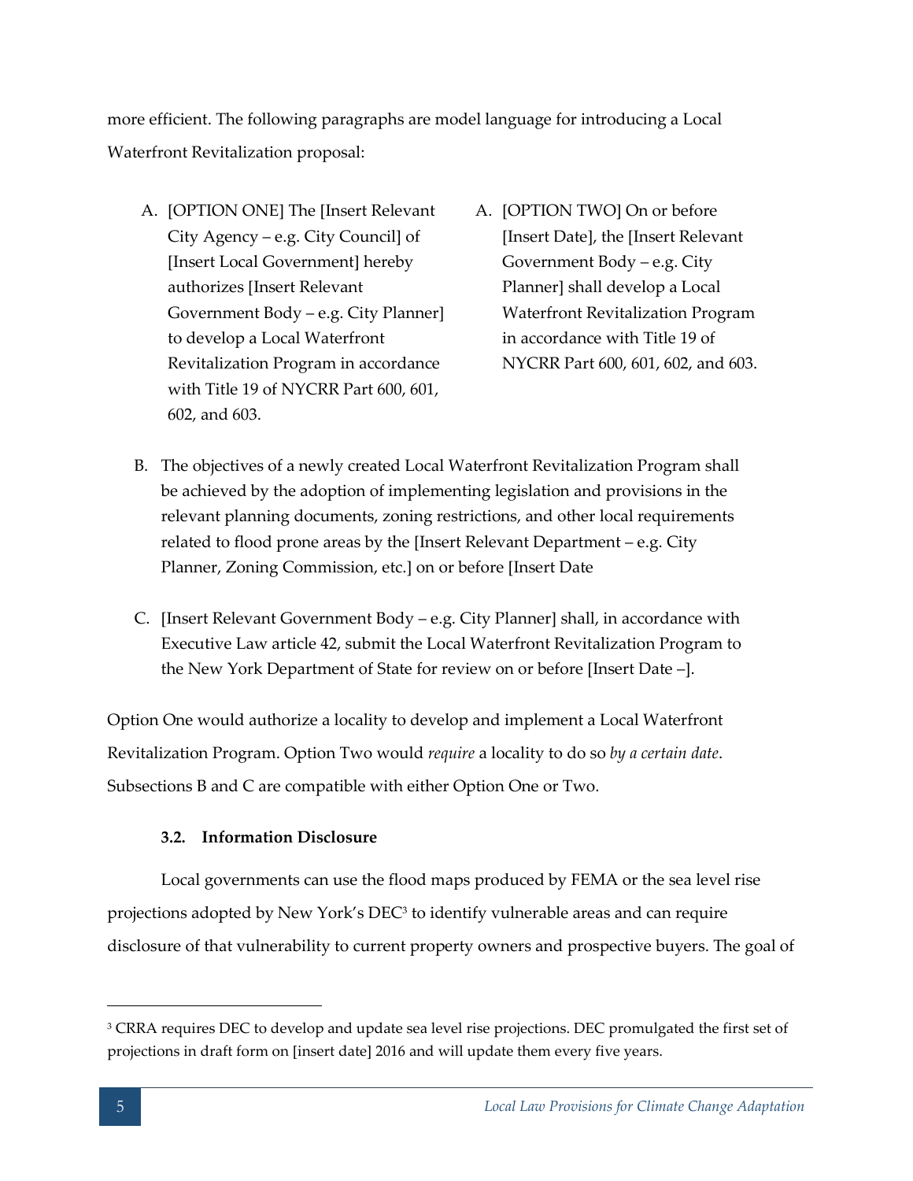more efficient. The following paragraphs are model language for introducing a Local Waterfront Revitalization proposal:

A. [OPTION ONE] The [Insert Relevant City Agency – e.g. City Council] of [Insert Local Government] hereby authorizes [Insert Relevant Government Body – e.g. City Planner] to develop a Local Waterfront Revitalization Program in accordance with Title 19 of NYCRR Part 600, 601, 602, and 603.

A. [OPTION TWO] On or before [Insert Date], the [Insert Relevant Government Body – e.g. City Planner] shall develop a Local Waterfront Revitalization Program in accordance with Title 19 of NYCRR Part 600, 601, 602, and 603.

B. The objectives of a newly created Local Waterfront Revitalization Program shall be achieved by the adoption of implementing legislation and provisions in the relevant planning documents, zoning restrictions, and other local requirements related to flood prone areas by the [Insert Relevant Department – e.g. City Planner, Zoning Commission, etc.] on or before [Insert Date

C. [Insert Relevant Government Body – e.g. City Planner] shall, in accordance with Executive Law article 42, submit the Local Waterfront Revitalization Program to the New York Department of State for review on or before [Insert Date –].

Option One would authorize a locality to develop and implement a Local Waterfront Revitalization Program. Option Two would *require* a locality to do so *by a certain date*. Subsections B and C are compatible with either Option One or Two.

### 3.2. Information Disclosure

Local governments can use the flood maps produced by FEMA or the sea level rise projections adopted by New York's DEC[3] to identify vulnerable areas and can require disclosure of that vulnerability to current property owners and prospective buyers. The goal of

[3] CRRA requires DEC to develop and update sea level rise projections. DEC promulgated the first set of projections in draft form on [insert date] 2016 and will update them every five years.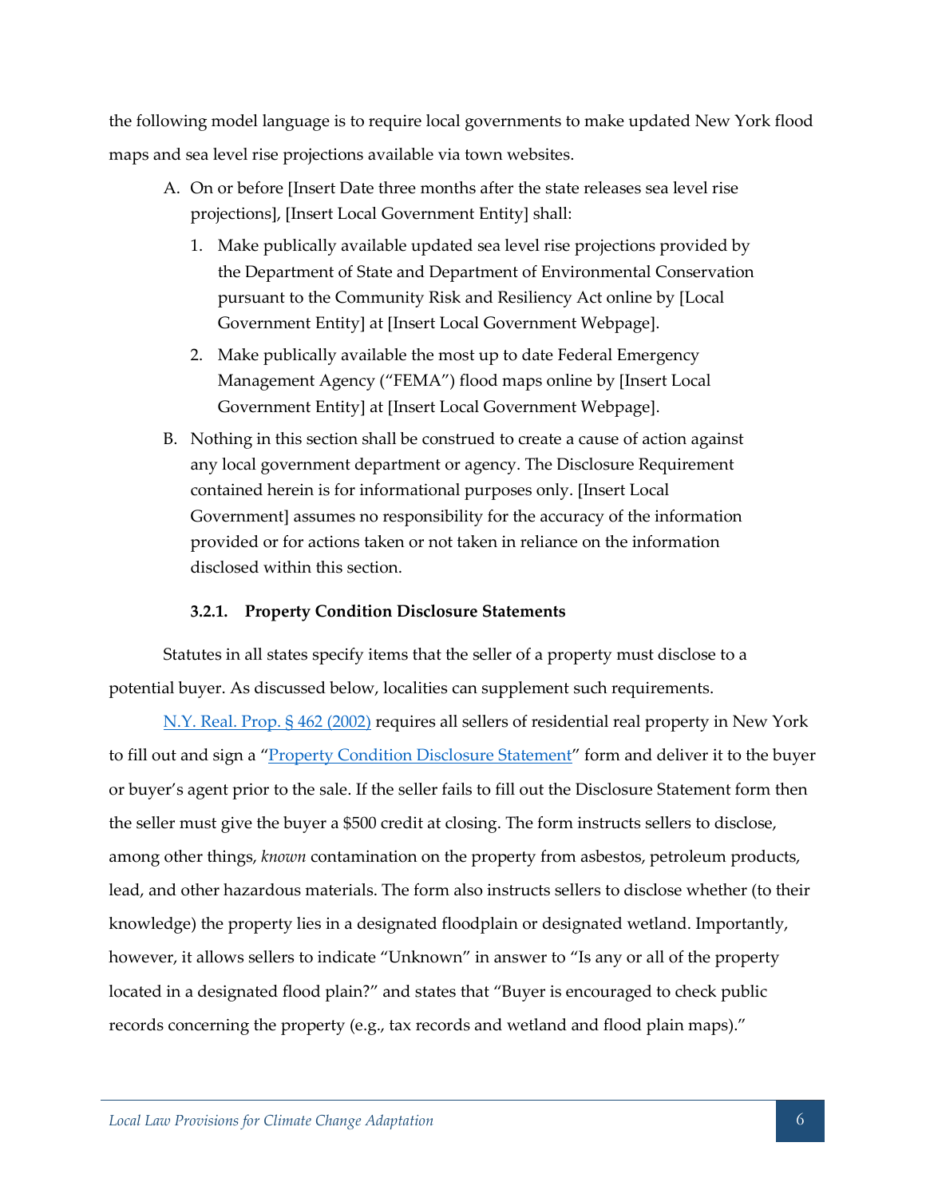the following model language is to require local governments to make updated New York flood maps and sea level rise projections available via town websites.

A. On or before [Insert Date three months after the state releases sea level rise projections], [Insert Local Government Entity] shall:

   1. Make publically available updated sea level rise projections provided by the Department of State and Department of Environmental Conservation pursuant to the Community Risk and Resiliency Act online by [Local Government Entity] at [Insert Local Government Webpage].
   2. Make publically available the most up to date Federal Emergency Management Agency ("FEMA") flood maps online by [Insert Local Government Entity] at [Insert Local Government Webpage].

B. Nothing in this section shall be construed to create a cause of action against any local government department or agency. The Disclosure Requirement contained herein is for informational purposes only. [Insert Local Government] assumes no responsibility for the accuracy of the information provided or for actions taken or not taken in reliance on the information disclosed within this section.

#### 3.2.1. Property Condition Disclosure Statements

Statutes in all states specify items that the seller of a property must disclose to a potential buyer. As discussed below, localities can supplement such requirements.

N.Y. Real. Prop. § 462 (2002) requires all sellers of residential real property in New York to fill out and sign a "Property Condition Disclosure Statement" form and deliver it to the buyer or buyer's agent prior to the sale. If the seller fails to fill out the Disclosure Statement form then the seller must give the buyer a $500 credit at closing. The form instructs sellers to disclose, among other things, *known* contamination on the property from asbestos, petroleum products, lead, and other hazardous materials. The form also instructs sellers to disclose whether (to their knowledge) the property lies in a designated floodplain or designated wetland. Importantly, however, it allows sellers to indicate "Unknown" in answer to "Is any or all of the property located in a designated flood plain?" and states that "Buyer is encouraged to check public records concerning the property (e.g., tax records and wetland and flood plain maps)."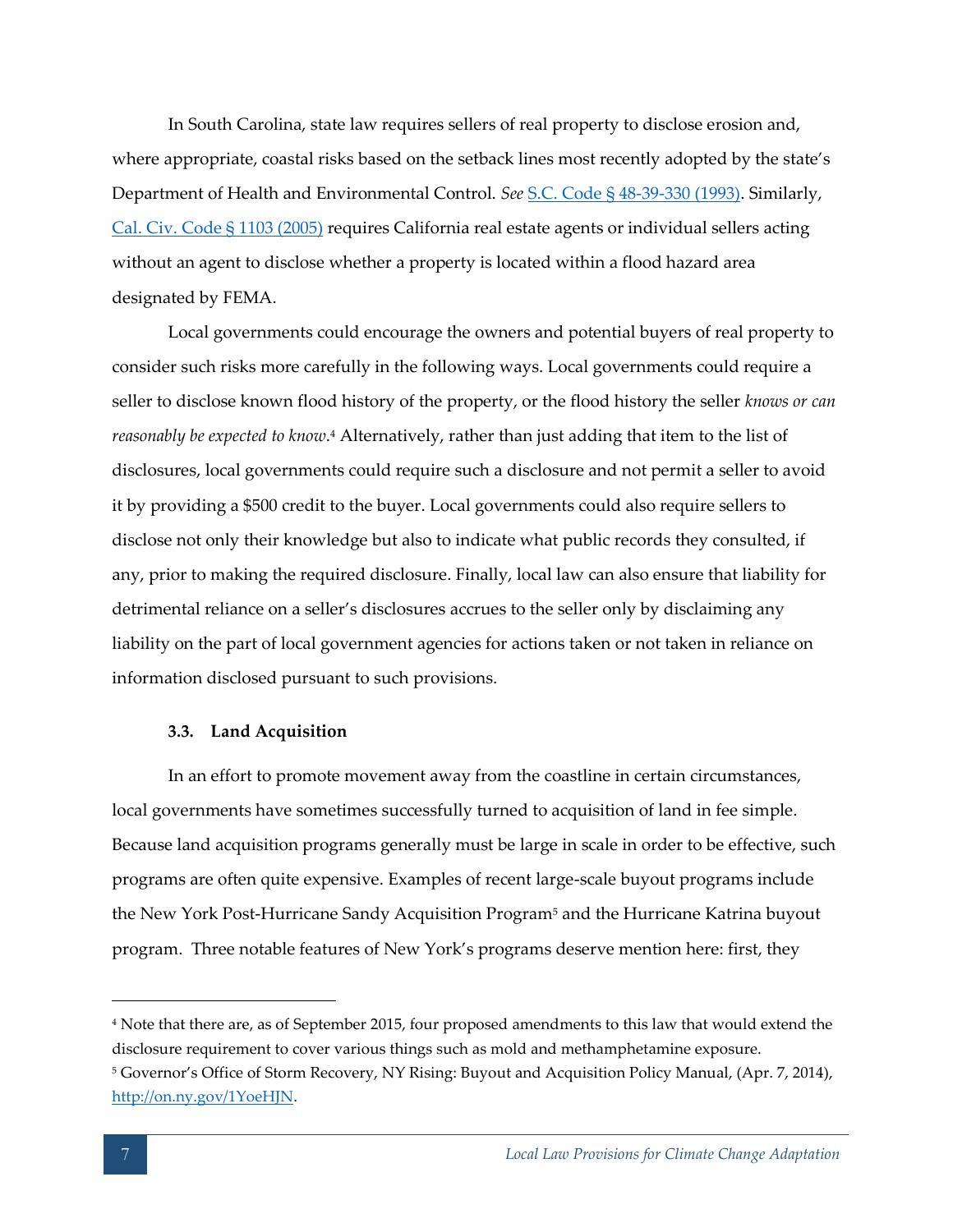In South Carolina, state law requires sellers of real property to disclose erosion and, where appropriate, coastal risks based on the setback lines most recently adopted by the state's Department of Health and Environmental Control. *See* [S.C. Code § 48-39-330 (1993)](). Similarly, [Cal. Civ. Code § 1103 (2005)]() requires California real estate agents or individual sellers acting without an agent to disclose whether a property is located within a flood hazard area designated by FEMA.

Local governments could encourage the owners and potential buyers of real property to consider such risks more carefully in the following ways. Local governments could require a seller to disclose known flood history of the property, or the flood history the seller *knows or can reasonably be expected to know*.[4] Alternatively, rather than just adding that item to the list of disclosures, local governments could require such a disclosure and not permit a seller to avoid it by providing a $500 credit to the buyer. Local governments could also require sellers to disclose not only their knowledge but also to indicate what public records they consulted, if any, prior to making the required disclosure. Finally, local law can also ensure that liability for detrimental reliance on a seller's disclosures accrues to the seller only by disclaiming any liability on the part of local government agencies for actions taken or not taken in reliance on information disclosed pursuant to such provisions.

### 3.3. Land Acquisition

In an effort to promote movement away from the coastline in certain circumstances, local governments have sometimes successfully turned to acquisition of land in fee simple. Because land acquisition programs generally must be large in scale in order to be effective, such programs are often quite expensive. Examples of recent large-scale buyout programs include the New York Post-Hurricane Sandy Acquisition Program[5] and the Hurricane Katrina buyout program. Three notable features of New York's programs deserve mention here: first, they

---

[4] Note that there are, as of September 2015, four proposed amendments to this law that would extend the disclosure requirement to cover various things such as mold and methamphetamine exposure.

[5] Governor's Office of Storm Recovery, NY Rising: Buyout and Acquisition Policy Manual, (Apr. 7, 2014), http://on.ny.gov/1YoeHJN.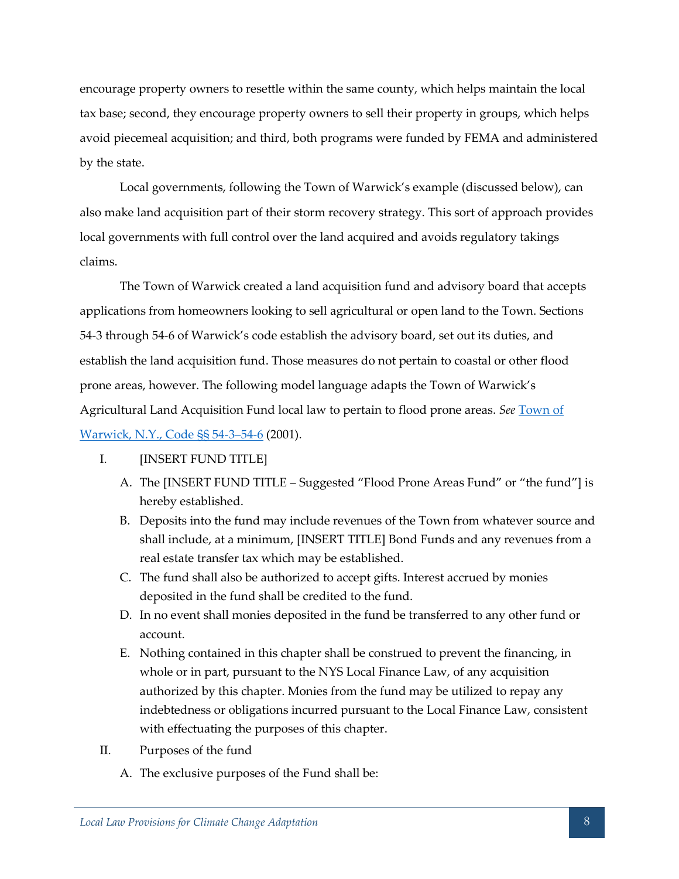encourage property owners to resettle within the same county, which helps maintain the local tax base; second, they encourage property owners to sell their property in groups, which helps avoid piecemeal acquisition; and third, both programs were funded by FEMA and administered by the state.

Local governments, following the Town of Warwick's example (discussed below), can also make land acquisition part of their storm recovery strategy. This sort of approach provides local governments with full control over the land acquired and avoids regulatory takings claims.

The Town of Warwick created a land acquisition fund and advisory board that accepts applications from homeowners looking to sell agricultural or open land to the Town. Sections 54-3 through 54-6 of Warwick's code establish the advisory board, set out its duties, and establish the land acquisition fund. Those measures do not pertain to coastal or other flood prone areas, however. The following model language adapts the Town of Warwick's Agricultural Land Acquisition Fund local law to pertain to flood prone areas. *See* Town of Warwick, N.Y., Code §§ 54-3–54-6 (2001).

I. [INSERT FUND TITLE]

   A. The [INSERT FUND TITLE – Suggested "Flood Prone Areas Fund" or "the fund"] is hereby established.

   B. Deposits into the fund may include revenues of the Town from whatever source and shall include, at a minimum, [INSERT TITLE] Bond Funds and any revenues from a real estate transfer tax which may be established.

   C. The fund shall also be authorized to accept gifts. Interest accrued by monies deposited in the fund shall be credited to the fund.

   D. In no event shall monies deposited in the fund be transferred to any other fund or account.

   E. Nothing contained in this chapter shall be construed to prevent the financing, in whole or in part, pursuant to the NYS Local Finance Law, of any acquisition authorized by this chapter. Monies from the fund may be utilized to repay any indebtedness or obligations incurred pursuant to the Local Finance Law, consistent with effectuating the purposes of this chapter.

II. Purposes of the fund

   A. The exclusive purposes of the Fund shall be: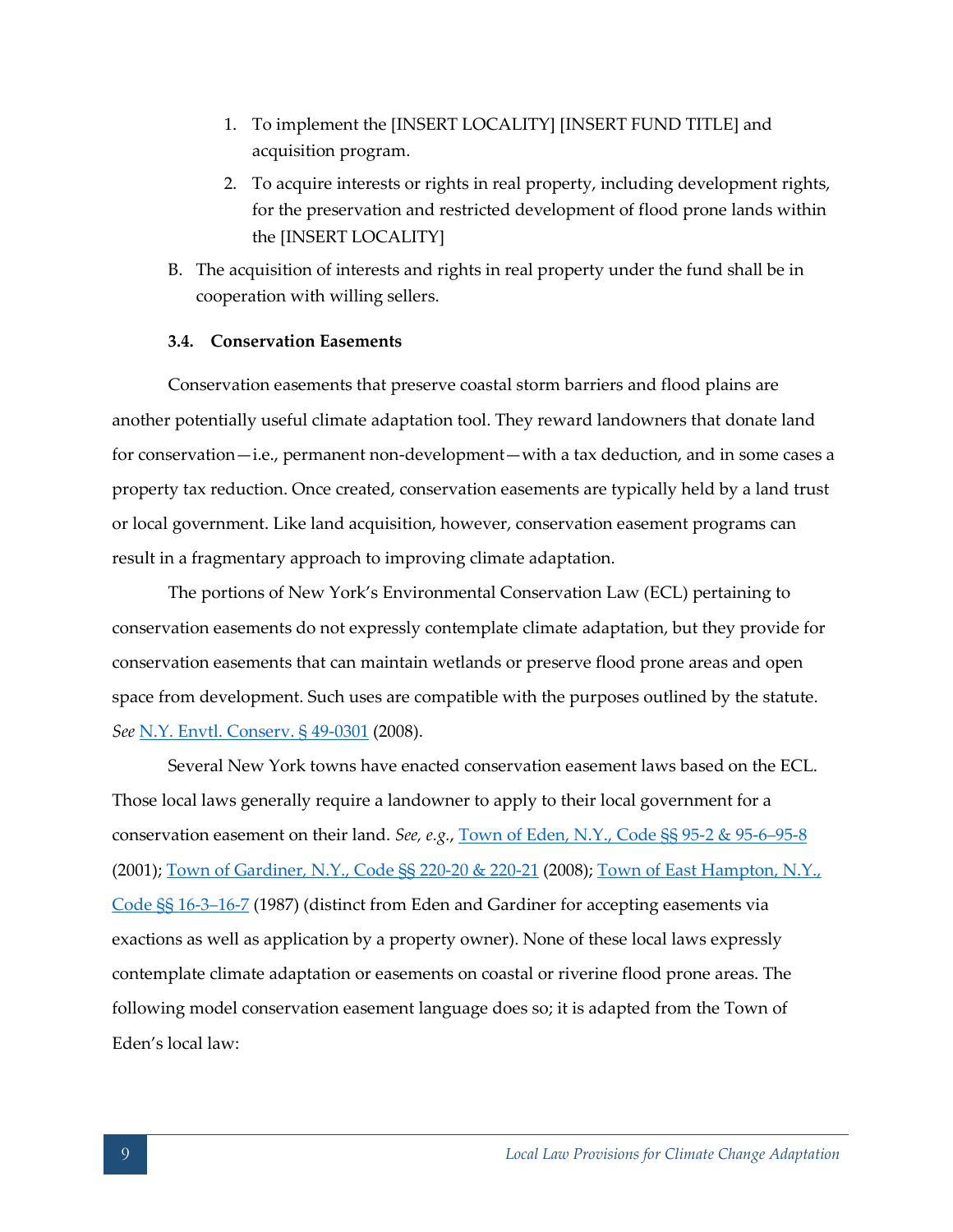1. To implement the [INSERT LOCALITY] [INSERT FUND TITLE] and acquisition program.
2. To acquire interests or rights in real property, including development rights, for the preservation and restricted development of flood prone lands within the [INSERT LOCALITY]

B. The acquisition of interests and rights in real property under the fund shall be in cooperation with willing sellers.

### 3.4. Conservation Easements

Conservation easements that preserve coastal storm barriers and flood plains are another potentially useful climate adaptation tool. They reward landowners that donate land for conservation—i.e., permanent non-development—with a tax deduction, and in some cases a property tax reduction. Once created, conservation easements are typically held by a land trust or local government. Like land acquisition, however, conservation easement programs can result in a fragmentary approach to improving climate adaptation.

The portions of New York's Environmental Conservation Law (ECL) pertaining to conservation easements do not expressly contemplate climate adaptation, but they provide for conservation easements that can maintain wetlands or preserve flood prone areas and open space from development. Such uses are compatible with the purposes outlined by the statute. *See* N.Y. Envtl. Conserv. § 49-0301 (2008).

Several New York towns have enacted conservation easement laws based on the ECL. Those local laws generally require a landowner to apply to their local government for a conservation easement on their land. *See, e.g.*, Town of Eden, N.Y., Code §§ 95-2 & 95-6–95-8 (2001); Town of Gardiner, N.Y., Code §§ 220-20 & 220-21 (2008); Town of East Hampton, N.Y., Code §§ 16-3–16-7 (1987) (distinct from Eden and Gardiner for accepting easements via exactions as well as application by a property owner). None of these local laws expressly contemplate climate adaptation or easements on coastal or riverine flood prone areas. The following model conservation easement language does so; it is adapted from the Town of Eden's local law: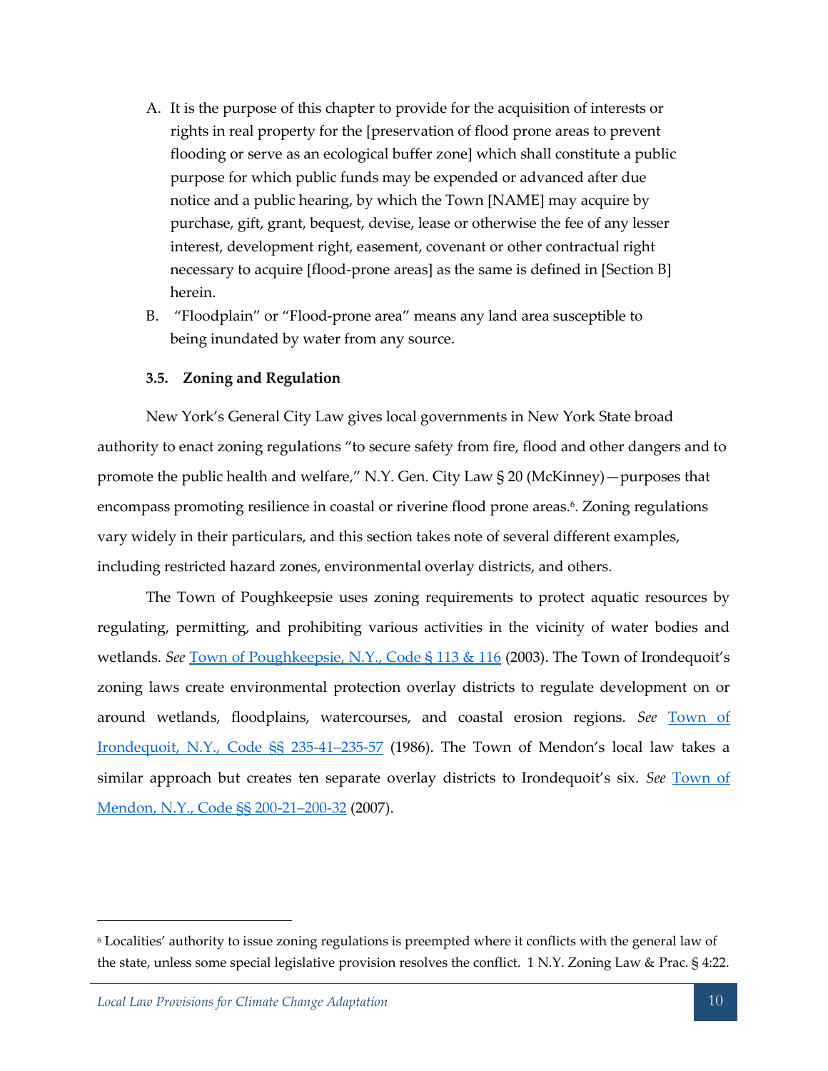A. It is the purpose of this chapter to provide for the acquisition of interests or rights in real property for the [preservation of flood prone areas to prevent flooding or serve as an ecological buffer zone] which shall constitute a public purpose for which public funds may be expended or advanced after due notice and a public hearing, by which the Town [NAME] may acquire by purchase, gift, grant, bequest, devise, lease or otherwise the fee of any lesser interest, development right, easement, covenant or other contractual right necessary to acquire [flood-prone areas] as the same is defined in [Section B] herein.

B. "Floodplain" or "Flood-prone area" means any land area susceptible to being inundated by water from any source.

### 3.5. Zoning and Regulation

New York's General City Law gives local governments in New York State broad authority to enact zoning regulations "to secure safety from fire, flood and other dangers and to promote the public health and welfare," N.Y. Gen. City Law § 20 (McKinney)—purposes that encompass promoting resilience in coastal or riverine flood prone areas.[6]. Zoning regulations vary widely in their particulars, and this section takes note of several different examples, including restricted hazard zones, environmental overlay districts, and others.

The Town of Poughkeepsie uses zoning requirements to protect aquatic resources by regulating, permitting, and prohibiting various activities in the vicinity of water bodies and wetlands. *See* Town of Poughkeepsie, N.Y., Code § 113 & 116 (2003). The Town of Irondequoit's zoning laws create environmental protection overlay districts to regulate development on or around wetlands, floodplains, watercourses, and coastal erosion regions. *See* Town of Irondequoit, N.Y., Code §§ 235-41–235-57 (1986). The Town of Mendon's local law takes a similar approach but creates ten separate overlay districts to Irondequoit's six. *See* Town of Mendon, N.Y., Code §§ 200-21–200-32 (2007).

---

[6] Localities' authority to issue zoning regulations is preempted where it conflicts with the general law of the state, unless some special legislative provision resolves the conflict. 1 N.Y. Zoning Law & Prac. § 4:22.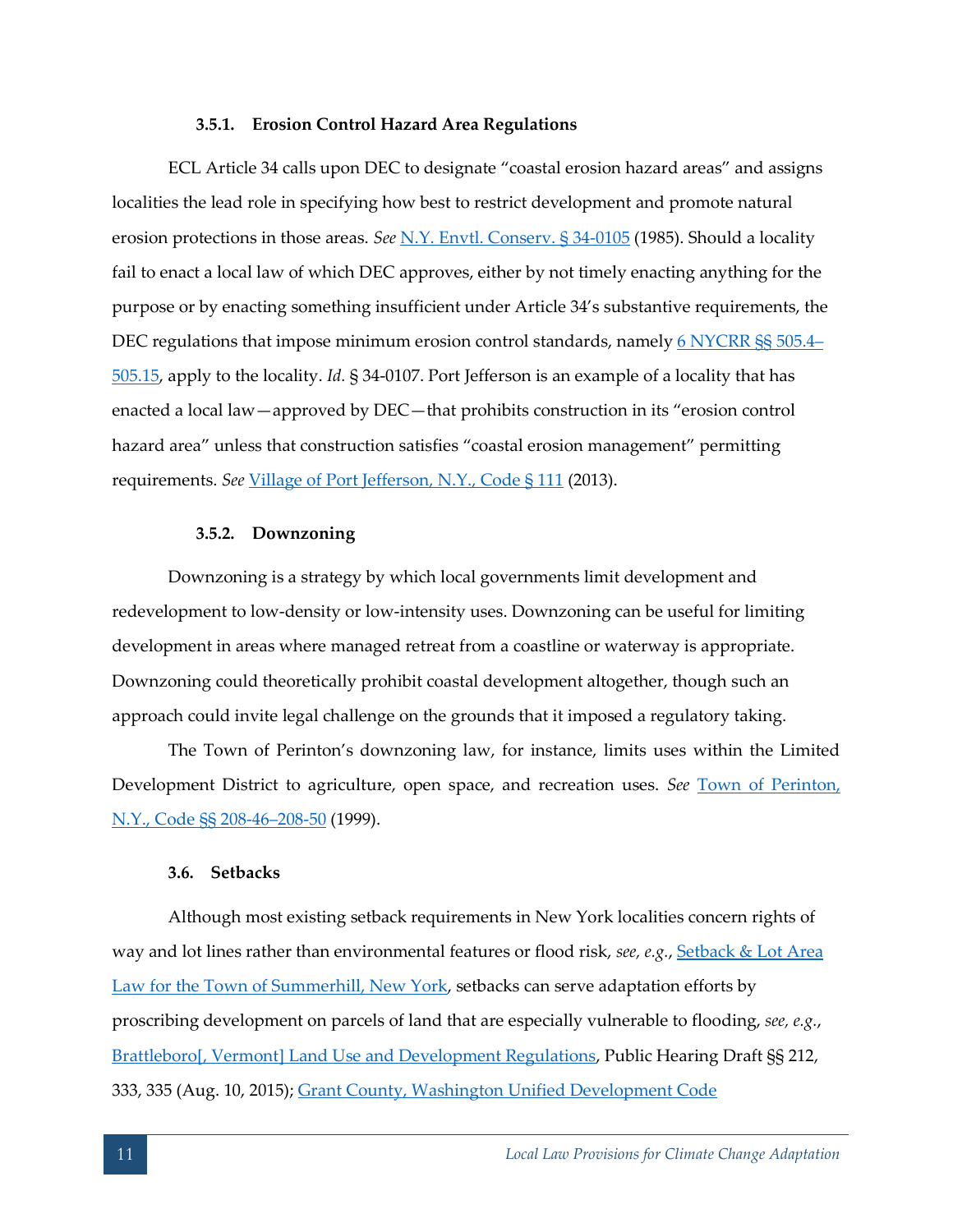#### 3.5.1. Erosion Control Hazard Area Regulations

ECL Article 34 calls upon DEC to designate "coastal erosion hazard areas" and assigns localities the lead role in specifying how best to restrict development and promote natural erosion protections in those areas. *See* N.Y. Envtl. Conserv. § 34-0105 (1985). Should a locality fail to enact a local law of which DEC approves, either by not timely enacting anything for the purpose or by enacting something insufficient under Article 34's substantive requirements, the DEC regulations that impose minimum erosion control standards, namely 6 NYCRR §§ 505.4–505.15, apply to the locality. *Id.* § 34-0107. Port Jefferson is an example of a locality that has enacted a local law—approved by DEC—that prohibits construction in its "erosion control hazard area" unless that construction satisfies "coastal erosion management" permitting requirements. *See* Village of Port Jefferson, N.Y., Code § 111 (2013).

#### 3.5.2. Downzoning

Downzoning is a strategy by which local governments limit development and redevelopment to low-density or low-intensity uses. Downzoning can be useful for limiting development in areas where managed retreat from a coastline or waterway is appropriate. Downzoning could theoretically prohibit coastal development altogether, though such an approach could invite legal challenge on the grounds that it imposed a regulatory taking.

The Town of Perinton's downzoning law, for instance, limits uses within the Limited Development District to agriculture, open space, and recreation uses. *See* Town of Perinton, N.Y., Code §§ 208-46–208-50 (1999).

### 3.6. Setbacks

Although most existing setback requirements in New York localities concern rights of way and lot lines rather than environmental features or flood risk, *see, e.g.*, Setback & Lot Area Law for the Town of Summerhill, New York, setbacks can serve adaptation efforts by proscribing development on parcels of land that are especially vulnerable to flooding, *see, e.g.*, Brattleboro[, Vermont] Land Use and Development Regulations, Public Hearing Draft §§ 212, 333, 335 (Aug. 10, 2015); Grant County, Washington Unified Development Code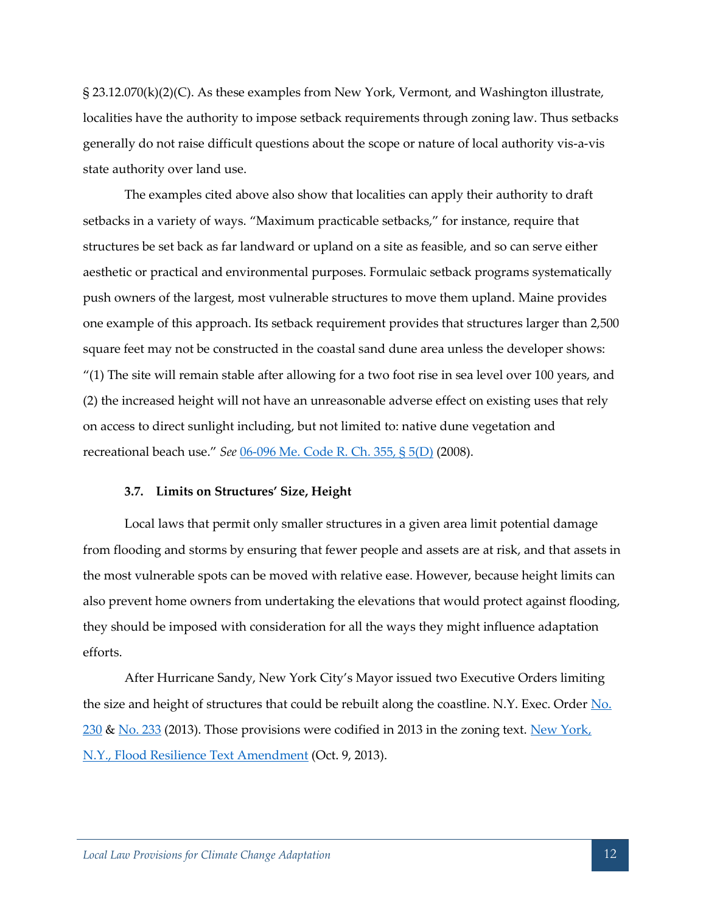§ 23.12.070(k)(2)(C). As these examples from New York, Vermont, and Washington illustrate, localities have the authority to impose setback requirements through zoning law. Thus setbacks generally do not raise difficult questions about the scope or nature of local authority vis-a-vis state authority over land use.

The examples cited above also show that localities can apply their authority to draft setbacks in a variety of ways. "Maximum practicable setbacks," for instance, require that structures be set back as far landward or upland on a site as feasible, and so can serve either aesthetic or practical and environmental purposes. Formulaic setback programs systematically push owners of the largest, most vulnerable structures to move them upland. Maine provides one example of this approach. Its setback requirement provides that structures larger than 2,500 square feet may not be constructed in the coastal sand dune area unless the developer shows: "(1) The site will remain stable after allowing for a two foot rise in sea level over 100 years, and (2) the increased height will not have an unreasonable adverse effect on existing uses that rely on access to direct sunlight including, but not limited to: native dune vegetation and recreational beach use." *See* 06-096 Me. Code R. Ch. 355, § 5(D) (2008).

### 3.7. Limits on Structures' Size, Height

Local laws that permit only smaller structures in a given area limit potential damage from flooding and storms by ensuring that fewer people and assets are at risk, and that assets in the most vulnerable spots can be moved with relative ease. However, because height limits can also prevent home owners from undertaking the elevations that would protect against flooding, they should be imposed with consideration for all the ways they might influence adaptation efforts.

After Hurricane Sandy, New York City's Mayor issued two Executive Orders limiting the size and height of structures that could be rebuilt along the coastline. N.Y. Exec. Order No. 230 & No. 233 (2013). Those provisions were codified in 2013 in the zoning text. New York, N.Y., Flood Resilience Text Amendment (Oct. 9, 2013).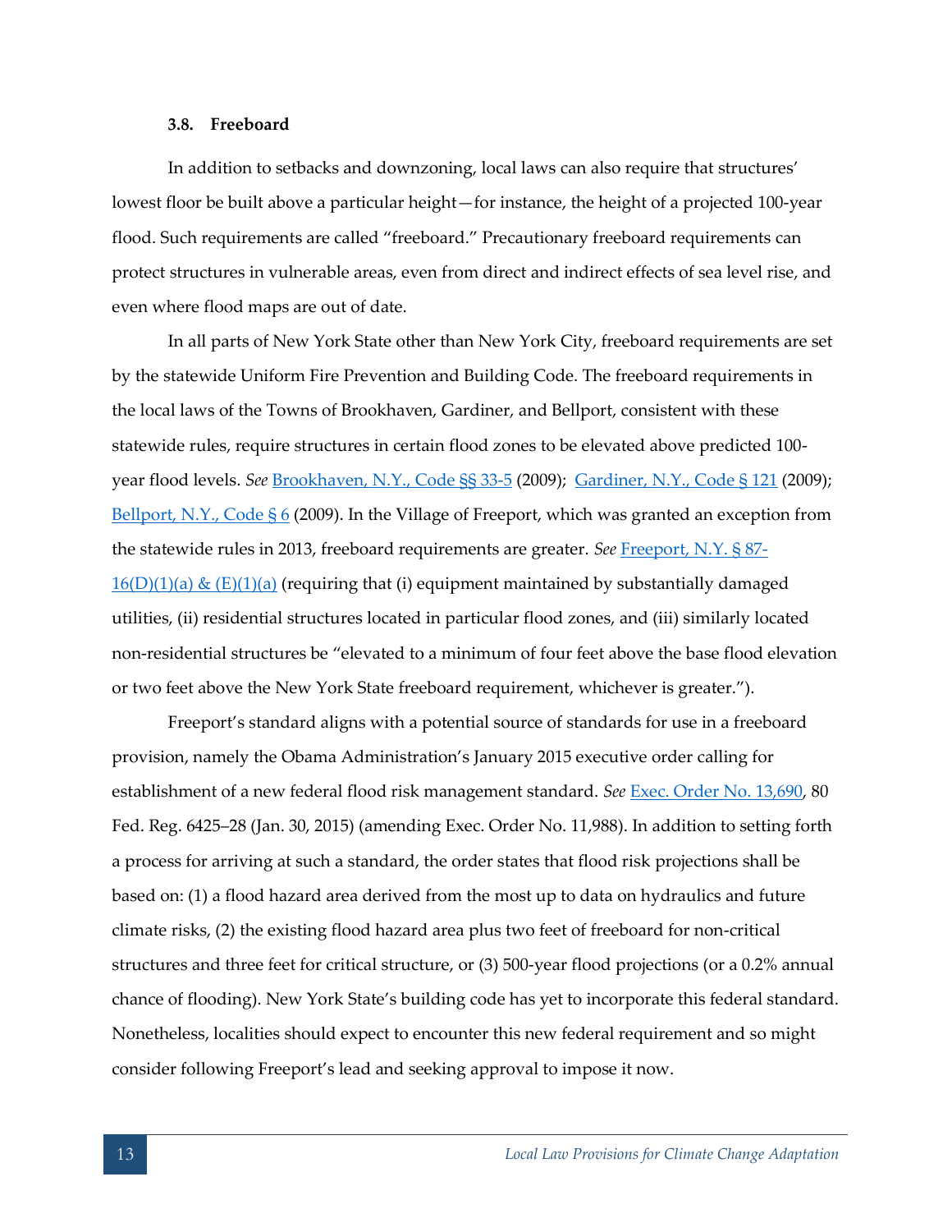### 3.8. Freeboard

In addition to setbacks and downzoning, local laws can also require that structures' lowest floor be built above a particular height—for instance, the height of a projected 100-year flood. Such requirements are called "freeboard." Precautionary freeboard requirements can protect structures in vulnerable areas, even from direct and indirect effects of sea level rise, and even where flood maps are out of date.

In all parts of New York State other than New York City, freeboard requirements are set by the statewide Uniform Fire Prevention and Building Code. The freeboard requirements in the local laws of the Towns of Brookhaven, Gardiner, and Bellport, consistent with these statewide rules, require structures in certain flood zones to be elevated above predicted 100-year flood levels. *See* Brookhaven, N.Y., Code §§ 33-5 (2009); Gardiner, N.Y., Code § 121 (2009); Bellport, N.Y., Code § 6 (2009). In the Village of Freeport, which was granted an exception from the statewide rules in 2013, freeboard requirements are greater. *See* Freeport, N.Y. § 87-16(D)(1)(a) & (E)(1)(a) (requiring that (i) equipment maintained by substantially damaged utilities, (ii) residential structures located in particular flood zones, and (iii) similarly located non-residential structures be "elevated to a minimum of four feet above the base flood elevation or two feet above the New York State freeboard requirement, whichever is greater.").

Freeport's standard aligns with a potential source of standards for use in a freeboard provision, namely the Obama Administration's January 2015 executive order calling for establishment of a new federal flood risk management standard. *See* Exec. Order No. 13,690, 80 Fed. Reg. 6425–28 (Jan. 30, 2015) (amending Exec. Order No. 11,988). In addition to setting forth a process for arriving at such a standard, the order states that flood risk projections shall be based on: (1) a flood hazard area derived from the most up to data on hydraulics and future climate risks, (2) the existing flood hazard area plus two feet of freeboard for non-critical structures and three feet for critical structure, or (3) 500-year flood projections (or a 0.2% annual chance of flooding). New York State's building code has yet to incorporate this federal standard. Nonetheless, localities should expect to encounter this new federal requirement and so might consider following Freeport's lead and seeking approval to impose it now.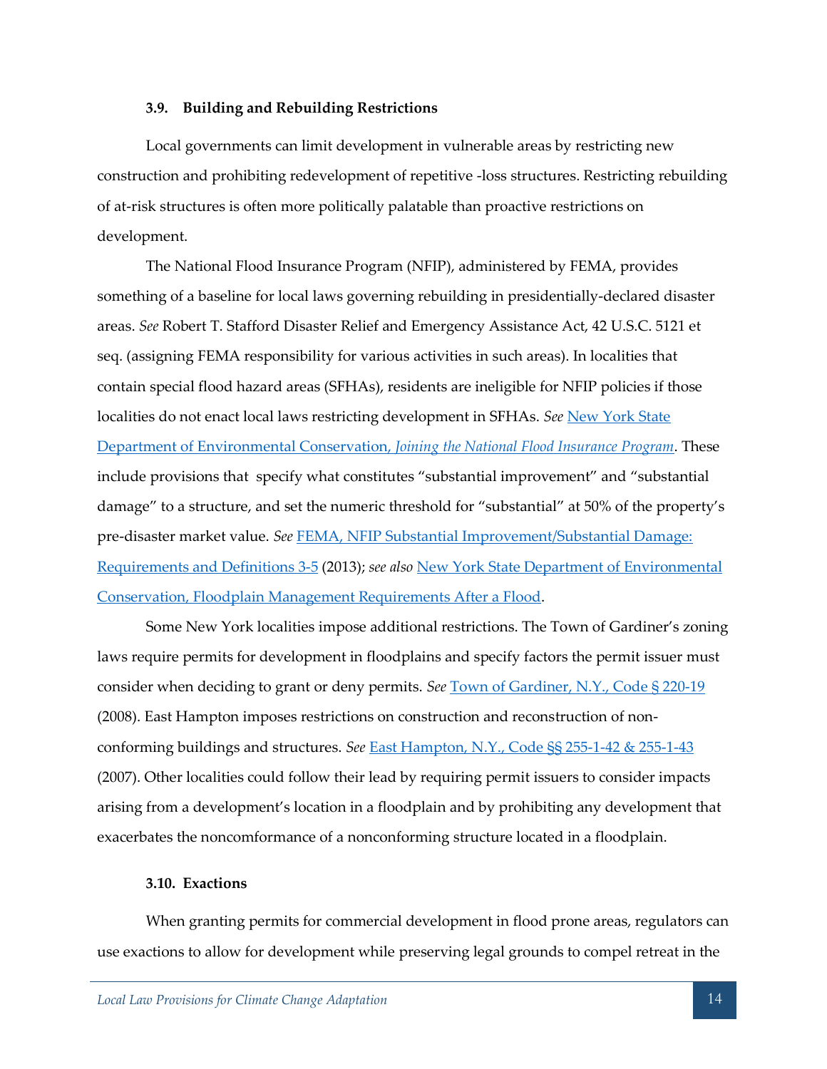### 3.9. Building and Rebuilding Restrictions

Local governments can limit development in vulnerable areas by restricting new construction and prohibiting redevelopment of repetitive -loss structures. Restricting rebuilding of at-risk structures is often more politically palatable than proactive restrictions on development.

The National Flood Insurance Program (NFIP), administered by FEMA, provides something of a baseline for local laws governing rebuilding in presidentially-declared disaster areas. *See* Robert T. Stafford Disaster Relief and Emergency Assistance Act, 42 U.S.C. 5121 et seq. (assigning FEMA responsibility for various activities in such areas). In localities that contain special flood hazard areas (SFHAs), residents are ineligible for NFIP policies if those localities do not enact local laws restricting development in SFHAs. *See* New York State Department of Environmental Conservation, *Joining the National Flood Insurance Program*. These include provisions that specify what constitutes "substantial improvement" and "substantial damage" to a structure, and set the numeric threshold for "substantial" at 50% of the property's pre-disaster market value. *See* FEMA, NFIP Substantial Improvement/Substantial Damage: Requirements and Definitions 3-5 (2013); *see also* New York State Department of Environmental Conservation, Floodplain Management Requirements After a Flood.

Some New York localities impose additional restrictions. The Town of Gardiner's zoning laws require permits for development in floodplains and specify factors the permit issuer must consider when deciding to grant or deny permits. *See* Town of Gardiner, N.Y., Code § 220-19 (2008). East Hampton imposes restrictions on construction and reconstruction of non-conforming buildings and structures. *See* East Hampton, N.Y., Code §§ 255-1-42 & 255-1-43 (2007). Other localities could follow their lead by requiring permit issuers to consider impacts arising from a development's location in a floodplain and by prohibiting any development that exacerbates the noncomformance of a nonconforming structure located in a floodplain.

### 3.10. Exactions

When granting permits for commercial development in flood prone areas, regulators can use exactions to allow for development while preserving legal grounds to compel retreat in the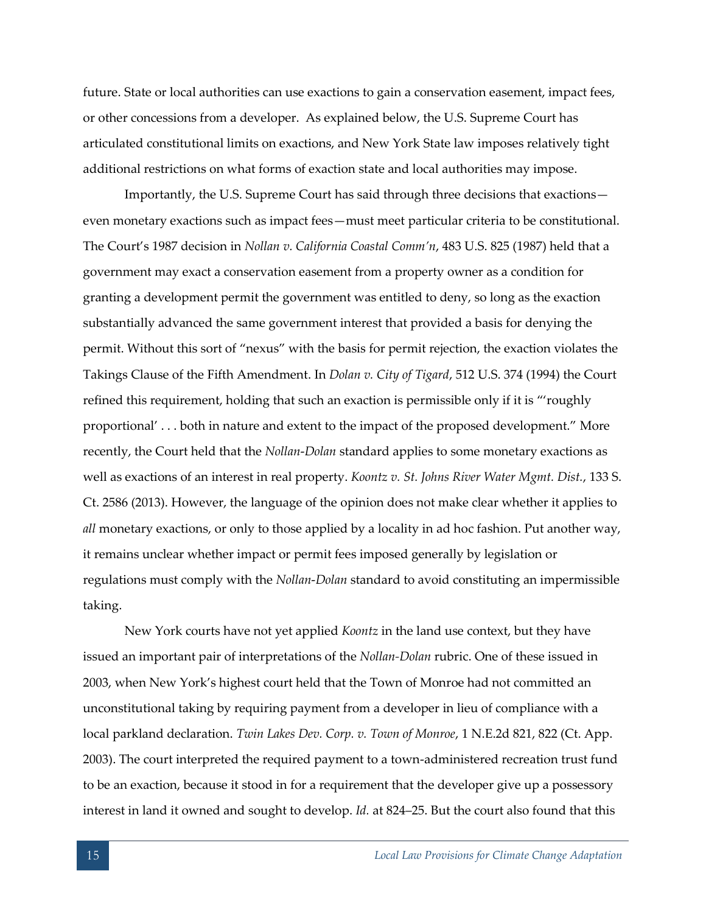future. State or local authorities can use exactions to gain a conservation easement, impact fees, or other concessions from a developer. As explained below, the U.S. Supreme Court has articulated constitutional limits on exactions, and New York State law imposes relatively tight additional restrictions on what forms of exaction state and local authorities may impose.

Importantly, the U.S. Supreme Court has said through three decisions that exactions—even monetary exactions such as impact fees—must meet particular criteria to be constitutional. The Court's 1987 decision in *Nollan v. California Coastal Comm'n*, 483 U.S. 825 (1987) held that a government may exact a conservation easement from a property owner as a condition for granting a development permit the government was entitled to deny, so long as the exaction substantially advanced the same government interest that provided a basis for denying the permit. Without this sort of "nexus" with the basis for permit rejection, the exaction violates the Takings Clause of the Fifth Amendment. In *Dolan v. City of Tigard*, 512 U.S. 374 (1994) the Court refined this requirement, holding that such an exaction is permissible only if it is "'roughly proportional' . . . both in nature and extent to the impact of the proposed development." More recently, the Court held that the *Nollan-Dolan* standard applies to some monetary exactions as well as exactions of an interest in real property. *Koontz v. St. Johns River Water Mgmt. Dist.*, 133 S. Ct. 2586 (2013). However, the language of the opinion does not make clear whether it applies to *all* monetary exactions, or only to those applied by a locality in ad hoc fashion. Put another way, it remains unclear whether impact or permit fees imposed generally by legislation or regulations must comply with the *Nollan-Dolan* standard to avoid constituting an impermissible taking.

New York courts have not yet applied *Koontz* in the land use context, but they have issued an important pair of interpretations of the *Nollan-Dolan* rubric. One of these issued in 2003, when New York's highest court held that the Town of Monroe had not committed an unconstitutional taking by requiring payment from a developer in lieu of compliance with a local parkland declaration. *Twin Lakes Dev. Corp. v. Town of Monroe*, 1 N.E.2d 821, 822 (Ct. App. 2003). The court interpreted the required payment to a town-administered recreation trust fund to be an exaction, because it stood in for a requirement that the developer give up a possessory interest in land it owned and sought to develop. *Id.* at 824–25. But the court also found that this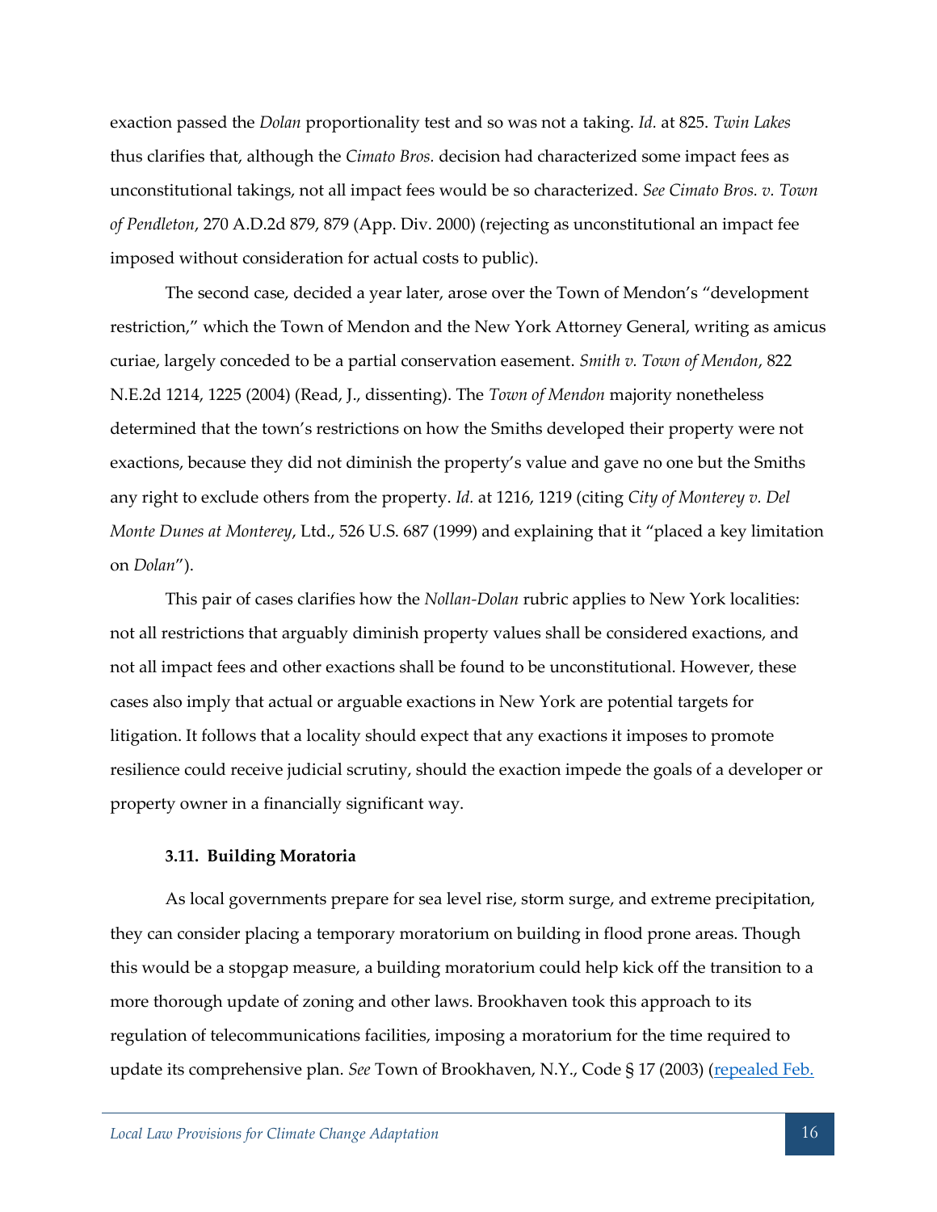exaction passed the *Dolan* proportionality test and so was not a taking. *Id.* at 825. *Twin Lakes* thus clarifies that, although the *Cimato Bros.* decision had characterized some impact fees as unconstitutional takings, not all impact fees would be so characterized. *See Cimato Bros. v. Town of Pendleton*, 270 A.D.2d 879, 879 (App. Div. 2000) (rejecting as unconstitutional an impact fee imposed without consideration for actual costs to public).

The second case, decided a year later, arose over the Town of Mendon's "development restriction," which the Town of Mendon and the New York Attorney General, writing as amicus curiae, largely conceded to be a partial conservation easement. *Smith v. Town of Mendon*, 822 N.E.2d 1214, 1225 (2004) (Read, J., dissenting). The *Town of Mendon* majority nonetheless determined that the town's restrictions on how the Smiths developed their property were not exactions, because they did not diminish the property's value and gave no one but the Smiths any right to exclude others from the property. *Id.* at 1216, 1219 (citing *City of Monterey v. Del Monte Dunes at Monterey*, Ltd., 526 U.S. 687 (1999) and explaining that it "placed a key limitation on *Dolan*").

This pair of cases clarifies how the *Nollan-Dolan* rubric applies to New York localities: not all restrictions that arguably diminish property values shall be considered exactions, and not all impact fees and other exactions shall be found to be unconstitutional. However, these cases also imply that actual or arguable exactions in New York are potential targets for litigation. It follows that a locality should expect that any exactions it imposes to promote resilience could receive judicial scrutiny, should the exaction impede the goals of a developer or property owner in a financially significant way.

### 3.11. Building Moratoria

As local governments prepare for sea level rise, storm surge, and extreme precipitation, they can consider placing a temporary moratorium on building in flood prone areas. Though this would be a stopgap measure, a building moratorium could help kick off the transition to a more thorough update of zoning and other laws. Brookhaven took this approach to its regulation of telecommunications facilities, imposing a moratorium for the time required to update its comprehensive plan. *See* Town of Brookhaven, N.Y., Code § 17 (2003) (repealed Feb.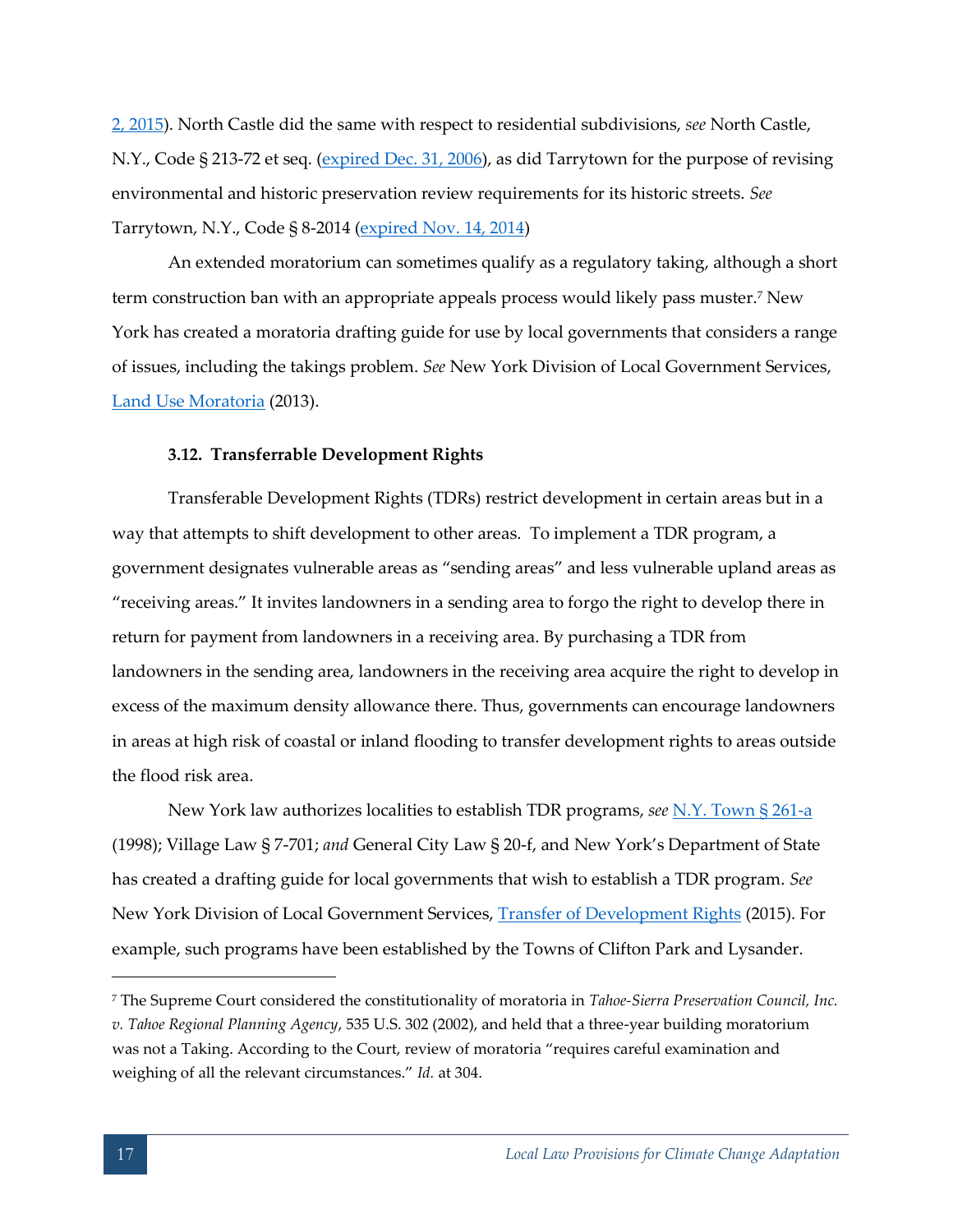2, 2015). North Castle did the same with respect to residential subdivisions, *see* North Castle, N.Y., Code § 213-72 et seq. (expired Dec. 31, 2006), as did Tarrytown for the purpose of revising environmental and historic preservation review requirements for its historic streets. *See* Tarrytown, N.Y., Code § 8-2014 (expired Nov. 14, 2014)

An extended moratorium can sometimes qualify as a regulatory taking, although a short term construction ban with an appropriate appeals process would likely pass muster.[7] New York has created a moratoria drafting guide for use by local governments that considers a range of issues, including the takings problem. *See* New York Division of Local Government Services, Land Use Moratoria (2013).

### 3.12. Transferrable Development Rights

Transferable Development Rights (TDRs) restrict development in certain areas but in a way that attempts to shift development to other areas. To implement a TDR program, a government designates vulnerable areas as "sending areas" and less vulnerable upland areas as "receiving areas." It invites landowners in a sending area to forgo the right to develop there in return for payment from landowners in a receiving area. By purchasing a TDR from landowners in the sending area, landowners in the receiving area acquire the right to develop in excess of the maximum density allowance there. Thus, governments can encourage landowners in areas at high risk of coastal or inland flooding to transfer development rights to areas outside the flood risk area.

New York law authorizes localities to establish TDR programs, *see* N.Y. Town § 261-a (1998); Village Law § 7-701; *and* General City Law § 20-f, and New York's Department of State has created a drafting guide for local governments that wish to establish a TDR program. *See* New York Division of Local Government Services, Transfer of Development Rights (2015). For example, such programs have been established by the Towns of Clifton Park and Lysander.

---

[7] The Supreme Court considered the constitutionality of moratoria in *Tahoe-Sierra Preservation Council, Inc. v. Tahoe Regional Planning Agency*, 535 U.S. 302 (2002), and held that a three-year building moratorium was not a Taking. According to the Court, review of moratoria "requires careful examination and weighing of all the relevant circumstances." *Id.* at 304.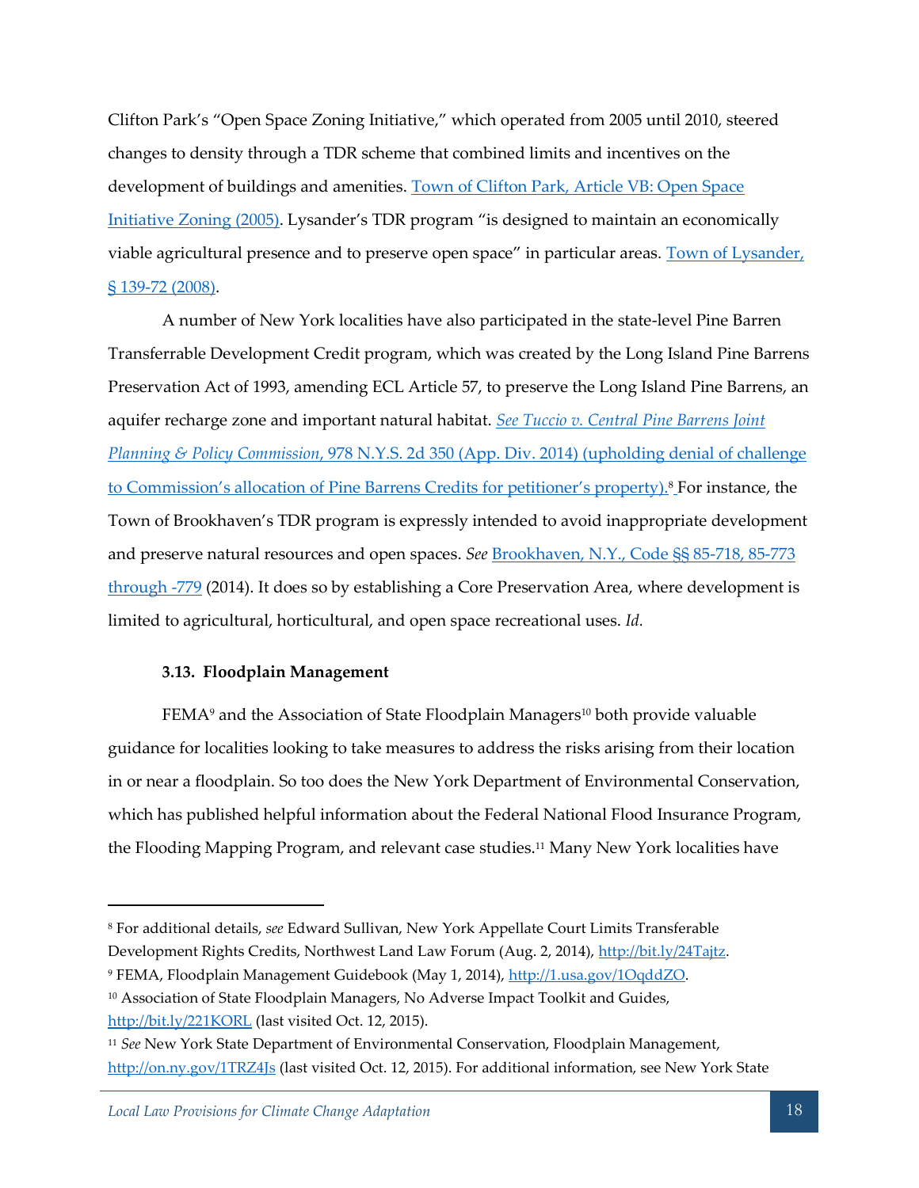Clifton Park's "Open Space Zoning Initiative," which operated from 2005 until 2010, steered changes to density through a TDR scheme that combined limits and incentives on the development of buildings and amenities. Town of Clifton Park, Article VB: Open Space Initiative Zoning (2005). Lysander's TDR program "is designed to maintain an economically viable agricultural presence and to preserve open space" in particular areas. Town of Lysander, § 139-72 (2008).

A number of New York localities have also participated in the state-level Pine Barren Transferrable Development Credit program, which was created by the Long Island Pine Barrens Preservation Act of 1993, amending ECL Article 57, to preserve the Long Island Pine Barrens, an aquifer recharge zone and important natural habitat. *See Tuccio v. Central Pine Barrens Joint Planning & Policy Commission*, 978 N.Y.S. 2d 350 (App. Div. 2014) (upholding denial of challenge to Commission's allocation of Pine Barrens Credits for petitioner's property).[8] For instance, the Town of Brookhaven's TDR program is expressly intended to avoid inappropriate development and preserve natural resources and open spaces. *See* Brookhaven, N.Y., Code §§ 85-718, 85-773 through -779 (2014). It does so by establishing a Core Preservation Area, where development is limited to agricultural, horticultural, and open space recreational uses. *Id.*

### 3.13. Floodplain Management

FEMA[9] and the Association of State Floodplain Managers[10] both provide valuable guidance for localities looking to take measures to address the risks arising from their location in or near a floodplain. So too does the New York Department of Environmental Conservation, which has published helpful information about the Federal National Flood Insurance Program, the Flooding Mapping Program, and relevant case studies.[11] Many New York localities have

---

[8] For additional details, *see* Edward Sullivan, New York Appellate Court Limits Transferable Development Rights Credits, Northwest Land Law Forum (Aug. 2, 2014), http://bit.ly/24Tajtz.

[9] FEMA, Floodplain Management Guidebook (May 1, 2014), http://1.usa.gov/1OqddZO.

[10] Association of State Floodplain Managers, No Adverse Impact Toolkit and Guides, http://bit.ly/221KORL (last visited Oct. 12, 2015).

[11] *See* New York State Department of Environmental Conservation, Floodplain Management, http://on.ny.gov/1TRZ4Js (last visited Oct. 12, 2015). For additional information, see New York State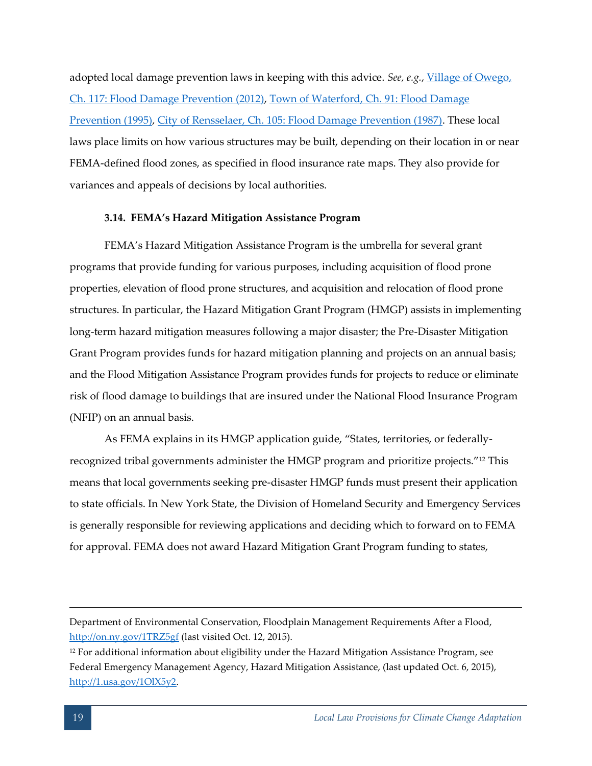adopted local damage prevention laws in keeping with this advice. *See, e.g.*, [Village of Owego, Ch. 117: Flood Damage Prevention (2012)], [Town of Waterford, Ch. 91: Flood Damage Prevention (1995)], [City of Rensselaer, Ch. 105: Flood Damage Prevention (1987)]. These local laws place limits on how various structures may be built, depending on their location in or near FEMA-defined flood zones, as specified in flood insurance rate maps. They also provide for variances and appeals of decisions by local authorities.

### 3.14. FEMA's Hazard Mitigation Assistance Program

FEMA's Hazard Mitigation Assistance Program is the umbrella for several grant programs that provide funding for various purposes, including acquisition of flood prone properties, elevation of flood prone structures, and acquisition and relocation of flood prone structures. In particular, the Hazard Mitigation Grant Program (HMGP) assists in implementing long-term hazard mitigation measures following a major disaster; the Pre-Disaster Mitigation Grant Program provides funds for hazard mitigation planning and projects on an annual basis; and the Flood Mitigation Assistance Program provides funds for projects to reduce or eliminate risk of flood damage to buildings that are insured under the National Flood Insurance Program (NFIP) on an annual basis.

As FEMA explains in its HMGP application guide, "States, territories, or federally-recognized tribal governments administer the HMGP program and prioritize projects."[12] This means that local governments seeking pre-disaster HMGP funds must present their application to state officials. In New York State, the Division of Homeland Security and Emergency Services is generally responsible for reviewing applications and deciding which to forward on to FEMA for approval. FEMA does not award Hazard Mitigation Grant Program funding to states,

---

Department of Environmental Conservation, Floodplain Management Requirements After a Flood, http://on.ny.gov/1TRZ5gf (last visited Oct. 12, 2015).

[12] For additional information about eligibility under the Hazard Mitigation Assistance Program, see Federal Emergency Management Agency, Hazard Mitigation Assistance, (last updated Oct. 6, 2015), http://1.usa.gov/1OlX5y2.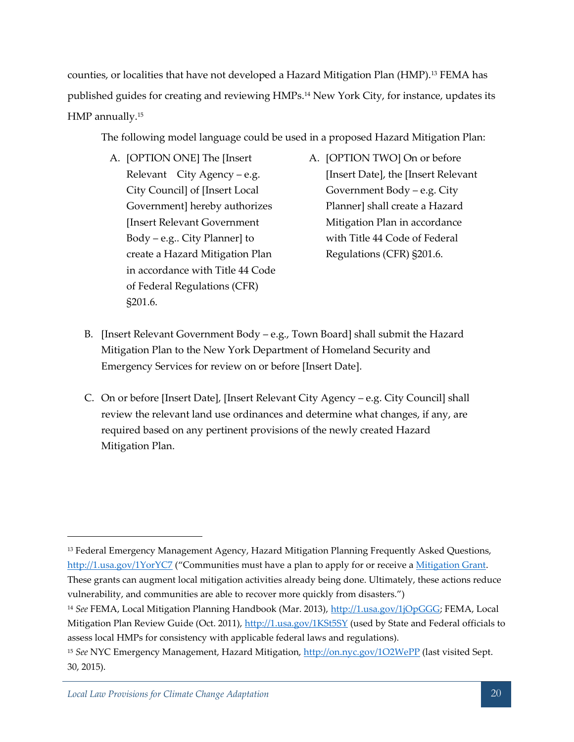counties, or localities that have not developed a Hazard Mitigation Plan (HMP).[13] FEMA has published guides for creating and reviewing HMPs.[14] New York City, for instance, updates its HMP annually.[15]

The following model language could be used in a proposed Hazard Mitigation Plan:

A. [OPTION ONE] The [Insert Relevant City Agency – e.g. City Council] of [Insert Local Government] hereby authorizes [Insert Relevant Government Body – e.g.. City Planner] to create a Hazard Mitigation Plan in accordance with Title 44 Code of Federal Regulations (CFR) §201.6.

A. [OPTION TWO] On or before [Insert Date], the [Insert Relevant Government Body – e.g. City Planner] shall create a Hazard Mitigation Plan in accordance with Title 44 Code of Federal Regulations (CFR) §201.6.

B. [Insert Relevant Government Body – e.g., Town Board] shall submit the Hazard Mitigation Plan to the New York Department of Homeland Security and Emergency Services for review on or before [Insert Date].

C. On or before [Insert Date], [Insert Relevant City Agency – e.g. City Council] shall review the relevant land use ordinances and determine what changes, if any, are required based on any pertinent provisions of the newly created Hazard Mitigation Plan.

---

[13] Federal Emergency Management Agency, Hazard Mitigation Planning Frequently Asked Questions, http://1.usa.gov/1YorYC7 ("Communities must have a plan to apply for or receive a Mitigation Grant. These grants can augment local mitigation activities already being done. Ultimately, these actions reduce vulnerability, and communities are able to recover more quickly from disasters.")

[14] *See* FEMA, Local Mitigation Planning Handbook (Mar. 2013), http://1.usa.gov/1jOpGGG; FEMA, Local Mitigation Plan Review Guide (Oct. 2011), http://1.usa.gov/1KSt5SY (used by State and Federal officials to assess local HMPs for consistency with applicable federal laws and regulations).

[15] *See* NYC Emergency Management, Hazard Mitigation, http://on.nyc.gov/1O2WePP (last visited Sept. 30, 2015).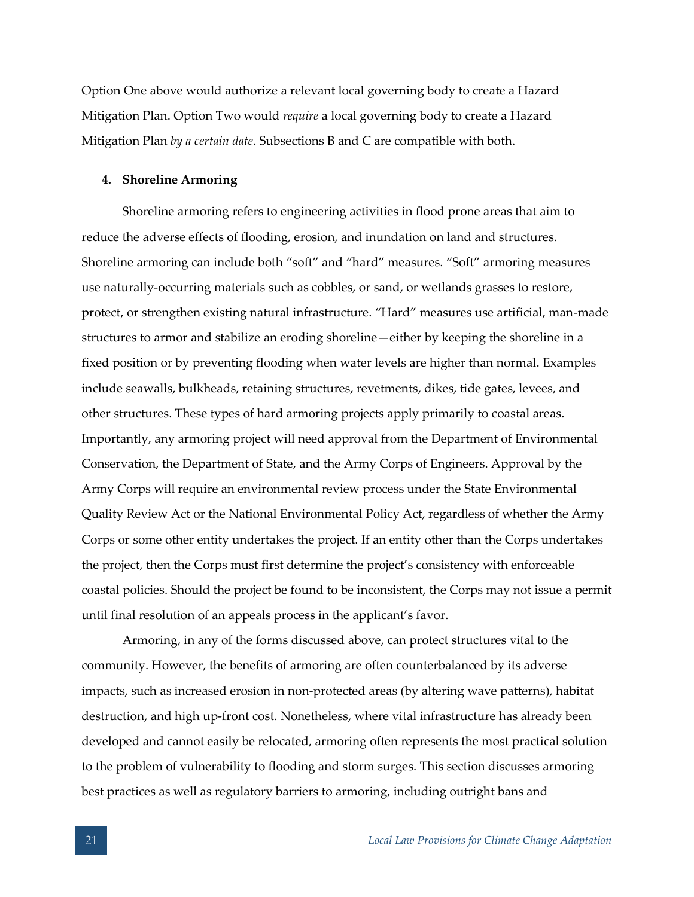Option One above would authorize a relevant local governing body to create a Hazard Mitigation Plan. Option Two would *require* a local governing body to create a Hazard Mitigation Plan *by a certain date*. Subsections B and C are compatible with both.

#### 4. Shoreline Armoring

Shoreline armoring refers to engineering activities in flood prone areas that aim to reduce the adverse effects of flooding, erosion, and inundation on land and structures. Shoreline armoring can include both "soft" and "hard" measures. "Soft" armoring measures use naturally-occurring materials such as cobbles, or sand, or wetlands grasses to restore, protect, or strengthen existing natural infrastructure. "Hard" measures use artificial, man-made structures to armor and stabilize an eroding shoreline—either by keeping the shoreline in a fixed position or by preventing flooding when water levels are higher than normal. Examples include seawalls, bulkheads, retaining structures, revetments, dikes, tide gates, levees, and other structures. These types of hard armoring projects apply primarily to coastal areas. Importantly, any armoring project will need approval from the Department of Environmental Conservation, the Department of State, and the Army Corps of Engineers. Approval by the Army Corps will require an environmental review process under the State Environmental Quality Review Act or the National Environmental Policy Act, regardless of whether the Army Corps or some other entity undertakes the project. If an entity other than the Corps undertakes the project, then the Corps must first determine the project's consistency with enforceable coastal policies. Should the project be found to be inconsistent, the Corps may not issue a permit until final resolution of an appeals process in the applicant's favor.

Armoring, in any of the forms discussed above, can protect structures vital to the community. However, the benefits of armoring are often counterbalanced by its adverse impacts, such as increased erosion in non-protected areas (by altering wave patterns), habitat destruction, and high up-front cost. Nonetheless, where vital infrastructure has already been developed and cannot easily be relocated, armoring often represents the most practical solution to the problem of vulnerability to flooding and storm surges. This section discusses armoring best practices as well as regulatory barriers to armoring, including outright bans and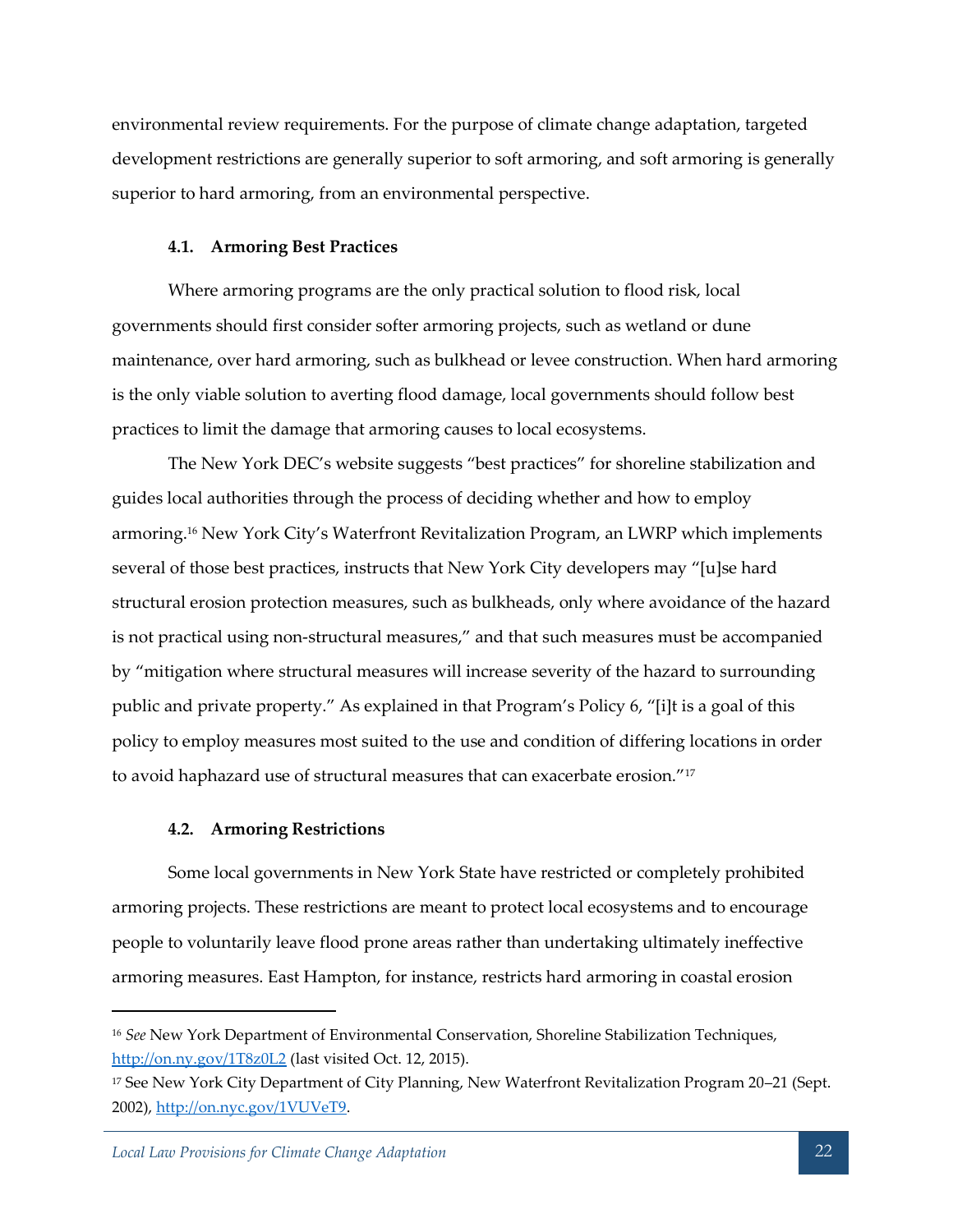environmental review requirements. For the purpose of climate change adaptation, targeted development restrictions are generally superior to soft armoring, and soft armoring is generally superior to hard armoring, from an environmental perspective.

### 4.1. Armoring Best Practices

Where armoring programs are the only practical solution to flood risk, local governments should first consider softer armoring projects, such as wetland or dune maintenance, over hard armoring, such as bulkhead or levee construction. When hard armoring is the only viable solution to averting flood damage, local governments should follow best practices to limit the damage that armoring causes to local ecosystems.

The New York DEC's website suggests "best practices" for shoreline stabilization and guides local authorities through the process of deciding whether and how to employ armoring.[16] New York City's Waterfront Revitalization Program, an LWRP which implements several of those best practices, instructs that New York City developers may "[u]se hard structural erosion protection measures, such as bulkheads, only where avoidance of the hazard is not practical using non-structural measures," and that such measures must be accompanied by "mitigation where structural measures will increase severity of the hazard to surrounding public and private property." As explained in that Program's Policy 6, "[i]t is a goal of this policy to employ measures most suited to the use and condition of differing locations in order to avoid haphazard use of structural measures that can exacerbate erosion."[17]

### 4.2. Armoring Restrictions

Some local governments in New York State have restricted or completely prohibited armoring projects. These restrictions are meant to protect local ecosystems and to encourage people to voluntarily leave flood prone areas rather than undertaking ultimately ineffective armoring measures. East Hampton, for instance, restricts hard armoring in coastal erosion

---

[16] *See* New York Department of Environmental Conservation, Shoreline Stabilization Techniques, http://on.ny.gov/1T8z0L2 (last visited Oct. 12, 2015).

[17] See New York City Department of City Planning, New Waterfront Revitalization Program 20–21 (Sept. 2002), http://on.nyc.gov/1VUVeT9.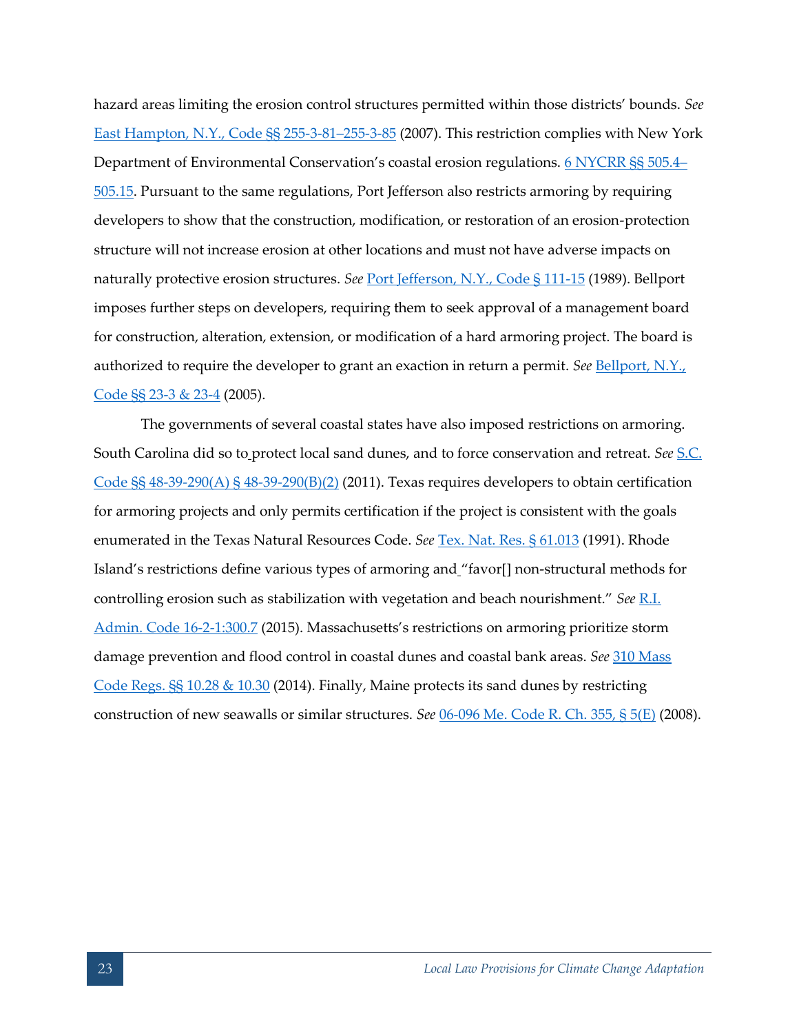hazard areas limiting the erosion control structures permitted within those districts' bounds. *See* [East Hampton, N.Y., Code §§ 255-3-81–255-3-85]() (2007). This restriction complies with New York Department of Environmental Conservation's coastal erosion regulations. [6 NYCRR §§ 505.4–505.15](). Pursuant to the same regulations, Port Jefferson also restricts armoring by requiring developers to show that the construction, modification, or restoration of an erosion-protection structure will not increase erosion at other locations and must not have adverse impacts on naturally protective erosion structures. *See* [Port Jefferson, N.Y., Code § 111-15]() (1989). Bellport imposes further steps on developers, requiring them to seek approval of a management board for construction, alteration, extension, or modification of a hard armoring project. The board is authorized to require the developer to grant an exaction in return a permit. *See* [Bellport, N.Y., Code §§ 23-3 & 23-4]() (2005).

The governments of several coastal states have also imposed restrictions on armoring. South Carolina did so to protect local sand dunes, and to force conservation and retreat. *See* [S.C. Code §§ 48-39-290(A) § 48-39-290(B)(2)]() (2011). Texas requires developers to obtain certification for armoring projects and only permits certification if the project is consistent with the goals enumerated in the Texas Natural Resources Code. *See* [Tex. Nat. Res. § 61.013]() (1991). Rhode Island's restrictions define various types of armoring and "favor[] non-structural methods for controlling erosion such as stabilization with vegetation and beach nourishment." *See* [R.I. Admin. Code 16-2-1:300.7]() (2015). Massachusetts's restrictions on armoring prioritize storm damage prevention and flood control in coastal dunes and coastal bank areas. *See* [310 Mass Code Regs. §§ 10.28 & 10.30]() (2014). Finally, Maine protects its sand dunes by restricting construction of new seawalls or similar structures. *See* [06-096 Me. Code R. Ch. 355, § 5(E)]() (2008).